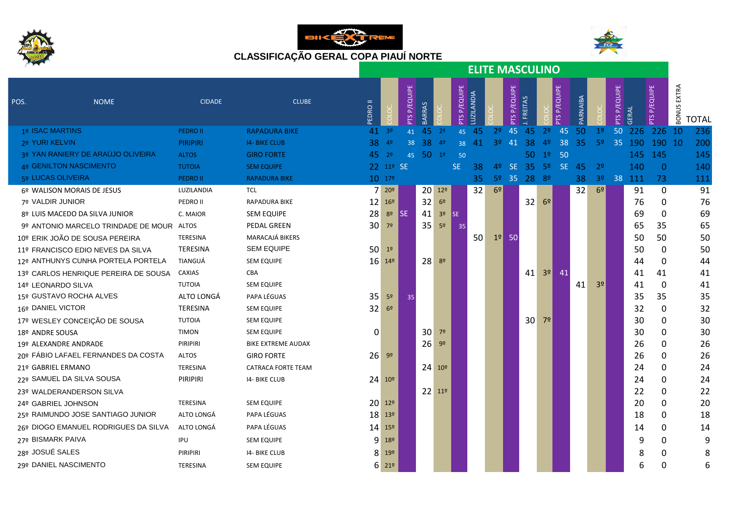# CLASSIFICAÇÃO GERAL COPA PIAUÍ NORTE

## ELITE MASCULINO

| POS. | NOME | CIDADE | CLUBE | PEDRO II | COLOC. | PTS P/EQUIPE | BARRAS | COLOC. | PTS P/EQUIPE | LUZILANDIA | COLOC. | PTS P/EQUIPE | J. FREITAS | COLOC. | PTS P/EQUIPE | PARNAIBA | COLOC. | PTS P/EQUIPE | GERAL | PTS P/EQUIPE | BONUS EXTRA | TOTAL |
|---|---|---|---|---|---|---|---|---|---|---|---|---|---|---|---|---|---|---|---|---|---|---|
| 1º | ISAC MARTINS | PEDRO II | RAPADURA BIKE | 41 | 3º | 41 | 45 | 2º | 45 | 45 | 2º | 45 | 45 | 2º | 45 | 50 | 1º | 50 | 226 | 226 | 10 | 236 |
| 2º | YURI KELVIN | PIRIPIRI | I4- BIKE CLUB | 38 | 4º | 38 | 38 | 4º | 38 | 41 | 3º | 41 | 38 | 4º | 38 | 35 | 5º | 35 | 190 | 190 | 10 | 200 |
| 3º | YAN RANIERY DE ARAÚJO OLIVEIRA | ALTOS | GIRO FORTE | 45 | 2º | 45 | 50 | 1º | 50 | | | | 50 | 1º | 50 | | | | 145 | 145 | | 145 |
| 4º | GENILTON NASCIMENTO | TUTOIA | SEM EQUIPE | 22 | 11º | SE | | | SE | 38 | 4º | SE | 35 | 5º | SE | 45 | 2º | | 140 | 0 | | 140 |
| 5º | LUCAS OLIVEIRA | PEDRO II | RAPADURA BIKE | 10 | 17º | | | | | 35 | 5º | 35 | 28 | 8º | | 38 | 3º | 38 | 111 | 73 | | 111 |
| 6º | WALISON MORAIS DE JESUS | LUZILANDIA | TCL | 7 | 20º | | 20 | 12º | | 32 | 6º | | | | | 32 | 6º | | 91 | 0 | | 91 |
| 7º | VALDIR JUNIOR | PEDRO II | RAPADURA BIKE | 12 | 16º | | 32 | 6º | | | | | 32 | 6º | | | | | 76 | 0 | | 76 |
| 8º | LUIS MACEDO DA SILVA JUNIOR | C. MAIOR | SEM EQUIPE | 28 | 8º | SE | 41 | 3º | SE | | | | | | | | | | 69 | 0 | | 69 |
| 9º | ANTONIO MARCELO TRINDADE DE MOUR | ALTOS | PEDAL GREEN | 30 | 7º | | 35 | 5º | 35 | | | | | | | | | | 65 | 35 | | 65 |
| 10º | ERIK JOÃO DE SOUSA PEREIRA | TERESINA | MARACAJÁ BIKERS | | | | | | | 50 | 1º | 50 | | | | | | | 50 | 50 | | 50 |
| 11º | FRANCISCO EDIO NEVES DA SILVA | TERESINA | SEM EQUIPE | 50 | 1º | | | | | | | | | | | | | | 50 | 0 | | 50 |
| 12º | ANTHUNYS CUNHA PORTELA PORTELA | TIANGUÁ | SEM EQUIPE | 16 | 14º | | 28 | 8º | | | | | | | | | | | 44 | 0 | | 44 |
| 13º | CARLOS HENRIQUE PEREIRA DE SOUSA | CAXIAS | CBA | | | | | | | | | | 41 | 3º | 41 | | | | 41 | 41 | | 41 |
| 14º | LEONARDO SILVA | TUTOIA | SEM EQUIPE | | | | | | | | | | | | | 41 | 3º | | 41 | 0 | | 41 |
| 15º | GUSTAVO ROCHA ALVES | ALTO LONGÁ | PAPA LÉGUAS | 35 | 5º | 35 | | | | | | | | | | | | | 35 | 35 | | 35 |
| 16º | DANIEL VICTOR | TERESINA | SEM EQUIPE | 32 | 6º | | | | | | | | | | | | | | 32 | 0 | | 32 |
| 17º | WESLEY CONCEIÇÃO DE SOUSA | TUTOIA | SEM EQUIPE | | | | | | | | | | 30 | 7º | | | | | 30 | 0 | | 30 |
| 18º | ANDRE SOUSA | TIMON | SEM EQUIPE | 0 | | | 30 | 7º | | | | | | | | | | | 30 | 0 | | 30 |
| 19º | ALEXANDRE ANDRADE | PIRIPIRI | BIKE EXTREME AUDAX | | | | 26 | 9º | | | | | | | | | | | 26 | 0 | | 26 |
| 20º | FÁBIO LAFAEL FERNANDES DA COSTA | ALTOS | GIRO FORTE | 26 | 9º | | | | | | | | | | | | | | 26 | 0 | | 26 |
| 21º | GABRIEL ERMANO | TERESINA | CATRACA FORTE TEAM | | | | 24 | 10º | | | | | | | | | | | 24 | 0 | | 24 |
| 22º | SAMUEL DA SILVA SOUSA | PIRIPIRI | I4- BIKE CLUB | 24 | 10º | | | | | | | | | | | | | | 24 | 0 | | 24 |
| 23º | WALDERANDERSON SILVA | | | | | | 22 | 11º | | | | | | | | | | | 22 | 0 | | 22 |
| 24º | GABRIEL JOHNSON | TERESINA | SEM EQUIPE | 20 | 12º | | | | | | | | | | | | | | 20 | 0 | | 20 |
| 25º | RAIMUNDO JOSE SANTIAGO JUNIOR | ALTO LONGÁ | PAPA LÉGUAS | 18 | 13º | | | | | | | | | | | | | | 18 | 0 | | 18 |
| 26º | DIOGO EMANUEL RODRIGUES DA SILVA | ALTO LONGÁ | PAPA LÉGUAS | 14 | 15º | | | | | | | | | | | | | | 14 | 0 | | 14 |
| 27º | BISMARK PAIVA | IPU | SEM EQUIPE | 9 | 18º | | | | | | | | | | | | | | 9 | 0 | | 9 |
| 28º | JOSUÉ SALES | PIRIPIRI | I4- BIKE CLUB | 8 | 19º | | | | | | | | | | | | | | 8 | 0 | | 8 |
| 29º | DANIEL NASCIMENTO | TERESINA | SEM EQUIPE | 6 | 21º | | | | | | | | | | | | | | 6 | 0 | | 6 |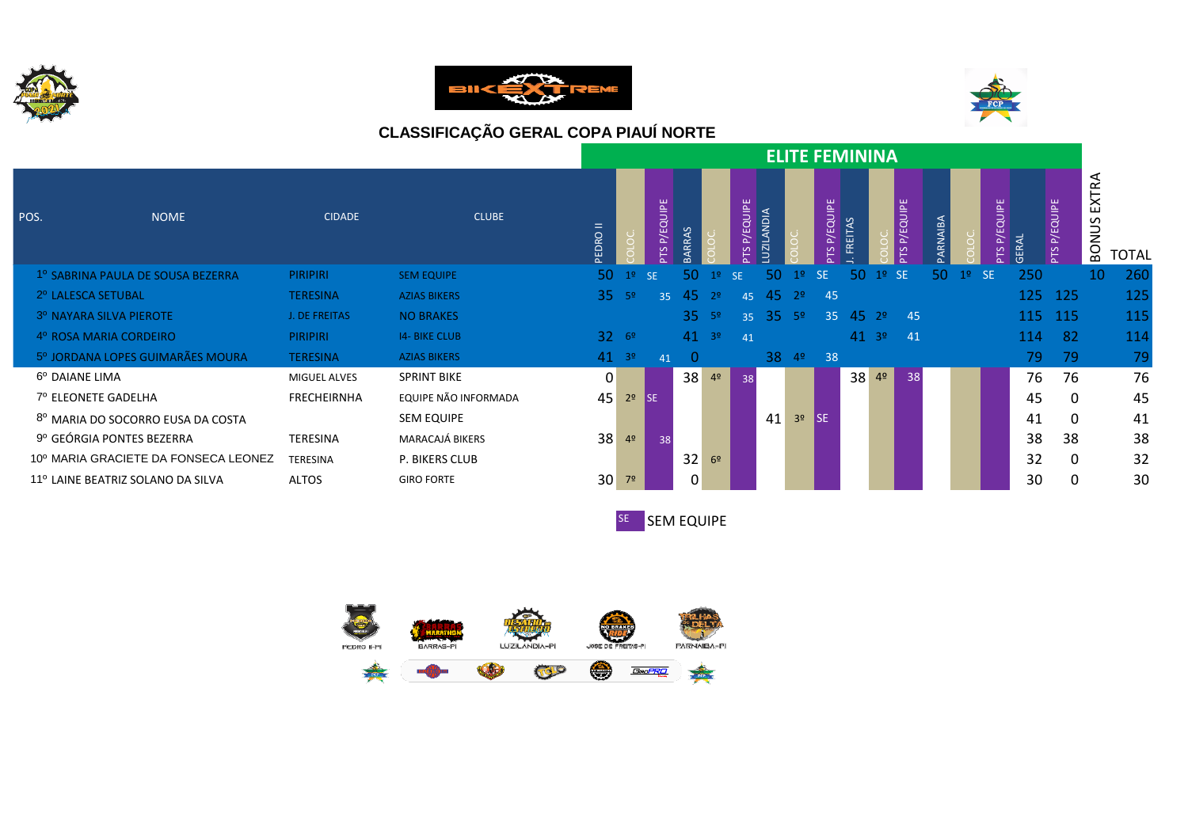## CLASSIFICAÇÃO GERAL COPA PIAUÍ NORTE

| POS. | NOME | CIDADE | CLUBE | ELITE FEMININA | | | | | | | | | | | | | | | | | | |
|---|---|---|---|---|---|---|---|---|---|---|---|---|---|---|---|---|---|---|---|---|---|---|
| | | | | PEDRO II | COLOC. | PTS P/EQUIPE | BARRAS | COLOC. | PTS P/EQUIPE | LUZILANDIA | COLOC. | PTS P/EQUIPE | J. FREITAS | COLOC. | PTS P/EQUIPE | PARNAIBA | COLOC. | PTS P/EQUIPE | GERAL | PTS P/EQUIPE | BONUS EXTRA | TOTAL |
| 1º | SABRINA PAULA DE SOUSA BEZERRA | PIRIPIRI | SEM EQUIPE | 50 | 1º | SE | 50 | 1º | SE | 50 | 1º | SE | 50 | 1º | SE | 50 | 1º | SE | 250 | | 10 | 260 |
| 2º | LALESCA SETUBAL | TERESINA | AZIAS BIKERS | 35 | 5º | 35 | 45 | 2º | 45 | 45 | 2º | 45 | | | | | | | 125 | 125 | | 125 |
| 3º | NAYARA SILVA PIEROTE | J. DE FREITAS | NO BRAKES | | | | 35 | 5º | 35 | 35 | 5º | 35 | 45 | 2º | 45 | | | | 115 | 115 | | 115 |
| 4º | ROSA MARIA CORDEIRO | PIRIPIRI | I4- BIKE CLUB | 32 | 6º | | 41 | 3º | 41 | | | | 41 | 3º | 41 | | | | 114 | 82 | | 114 |
| 5º | JORDANA LOPES GUIMARÃES MOURA | TERESINA | AZIAS BIKERS | 41 | 3º | 41 | 0 | | | 38 | 4º | 38 | | | | | | | 79 | 79 | | 79 |
| 6º | DAIANE LIMA | MIGUEL ALVES | SPRINT BIKE | 0 | | | 38 | 4º | 38 | | | | 38 | 4º | 38 | | | | 76 | 76 | | 76 |
| 7º | ELEONETE GADELHA | FRECHEIRNHA | EQUIPE NÃO INFORMADA | 45 | 2º | SE | | | | | | | | | | | | | 45 | 0 | | 45 |
| 8º | MARIA DO SOCORRO EUSA DA COSTA | | SEM EQUIPE | | | | | | | 41 | 3º | SE | | | | | | | 41 | 0 | | 41 |
| 9º | GEÓRGIA PONTES BEZERRA | TERESINA | MARACAJÁ BIKERS | 38 | 4º | 38 | | | | | | | | | | | | | 38 | 38 | | 38 |
| 10º | MARIA GRACIETE DA FONSECA LEONEZ | TERESINA | P. BIKERS CLUB | | | | 32 | 6º | | | | | | | | | | | 32 | 0 | | 32 |
| 11º | LAINE BEATRIZ SOLANO DA SILVA | ALTOS | GIRO FORTE | 30 | 7º | | 0 | | | | | | | | | | | | 30 | 0 | | 30 |

SE = SEM EQUIPE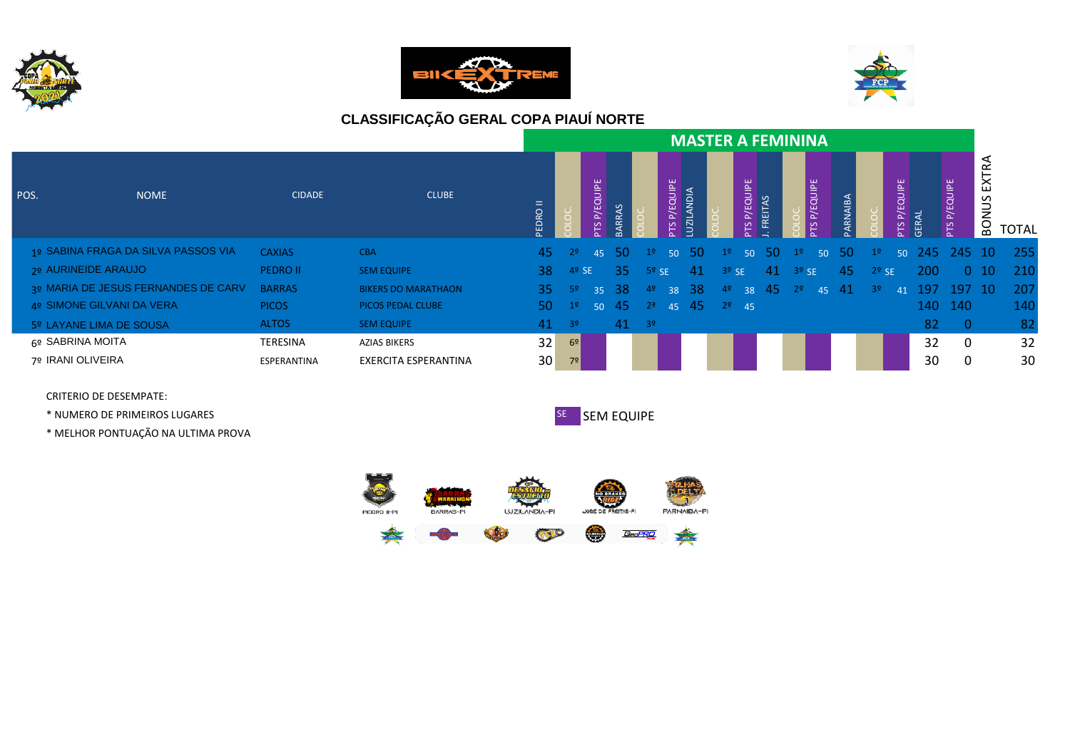## CLASSIFICAÇÃO GERAL COPA PIAUÍ NORTE

### MASTER A FEMININA

| POS. | NOME | CIDADE | CLUBE | PEDRO II | COLOC. | PTS P/EQUIPE | BARRAS | COLOC. | PTS P/EQUIPE | LUZILANDIA | COLOC. | PTS P/EQUIPE | J. FREITAS | COLOC. | PTS P/EQUIPE | PARNAIBA | COLOC. | PTS P/EQUIPE | GERAL | PTS P/EQUIPE | BONUS EXTRA | TOTAL |
|---|---|---|---|---|---|---|---|---|---|---|---|---|---|---|---|---|---|---|---|---|---|---|
| 1º | SABINA FRAGA DA SILVA PASSOS VIA | CAXIAS | CBA | 45 | 2º | 45 | 50 | 1º | 50 | 50 | 1º | 50 | 50 | 1º | 50 | 50 | 1º | 50 | 245 | 245 | 10 | 255 |
| 2º | AURINEIDE ARAUJO | PEDRO II | SEM EQUIPE | 38 | 4º | SE | 35 | 5º | SE | 41 | 3º | SE | 41 | 3º | SE | 45 | 2º | SE | 200 | 0 | 10 | 210 |
| 3º | MARIA DE JESUS FERNANDES DE CARV | BARRAS | BIKERS DO MARATHAON | 35 | 5º | 35 | 38 | 4º | 38 | 38 | 4º | 38 | 45 | 2º | 45 | 41 | 3º | 41 | 197 | 197 | 10 | 207 |
| 4º | SIMONE GILVANI DA VERA | PICOS | PICOS PEDAL CLUBE | 50 | 1º | 50 | 45 | 2ª | 45 | 45 | 2º | 45 | | | | | | | 140 | 140 | | 140 |
| 5º | LAYANE LIMA DE SOUSA | ALTOS | SEM EQUIPE | 41 | 3º | | 41 | 3º | | | | | | | | | | | 82 | 0 | | 82 |
| 6º | SABRINA MOITA | TERESINA | AZIAS BIKERS | 32 | 6º | | | | | | | | | | | | | | 32 | 0 | | 32 |
| 7º | IRANI OLIVEIRA | ESPERANTINA | EXERCITA ESPERANTINA | 30 | 7º | | | | | | | | | | | | | | 30 | 0 | | 30 |

CRITERIO DE DESEMPATE:

* NUMERO DE PRIMEIROS LUGARES
* MELHOR PONTUAÇÃO NA ULTIMA PROVA

SE — SEM EQUIPE

PEDRO II-PI · BARRAS-PI · LUZILANDIA-PI · JOSE DE FREITAS-PI · PARNAIBA-PI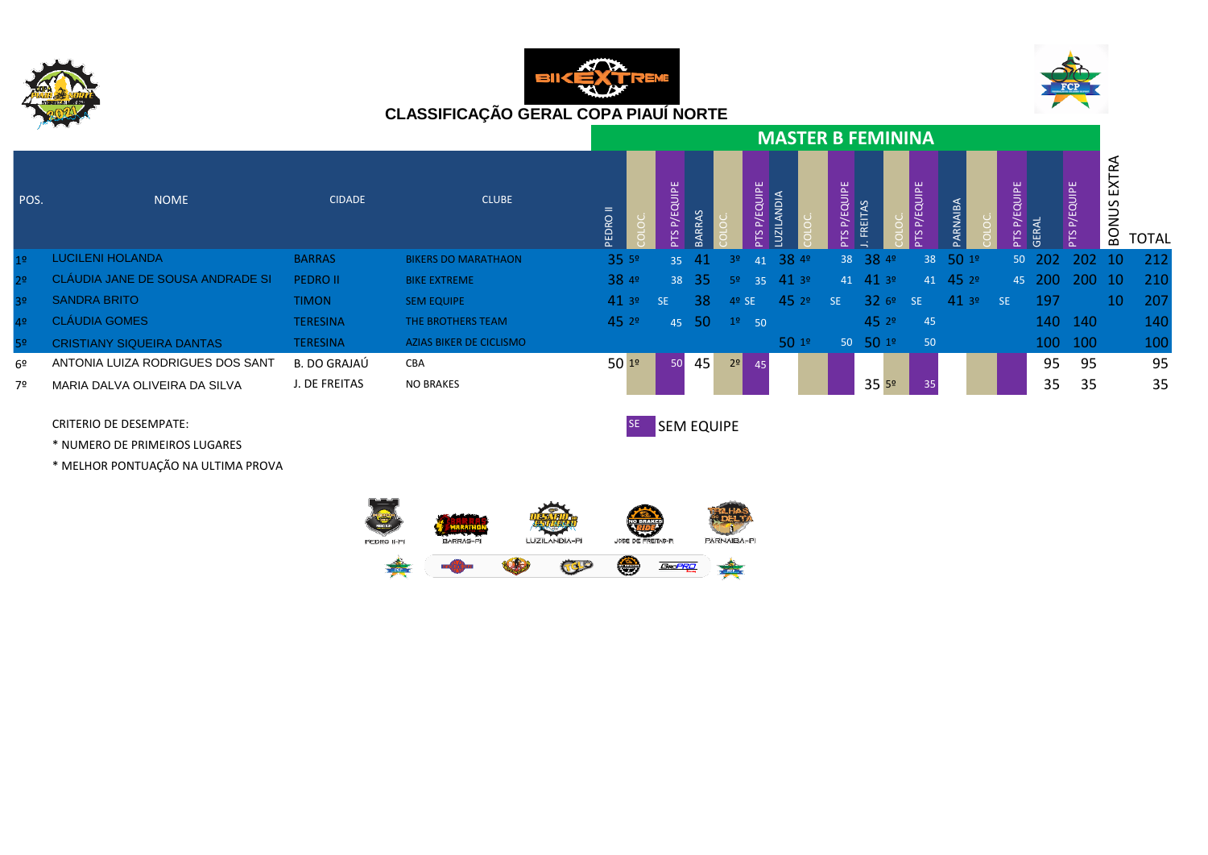## CLASSIFICAÇÃO GERAL COPA PIAUÍ NORTE

### MASTER B FEMININA

| POS. | NOME | CIDADE | CLUBE | PEDRO II | COLOC. | PTS P/EQUIPE | BARRAS | COLOC. | PTS P/EQUIPE | LUZILANDIA | COLOC. | PTS P/EQUIPE | J. FREITAS | COLOC. | PTS P/EQUIPE | PARNAIBA | COLOC. | PTS P/EQUIPE | GERAL | PTS P/EQUIPE | BONUS EXTRA | TOTAL |
|---|---|---|---|---|---|---|---|---|---|---|---|---|---|---|---|---|---|---|---|---|---|---|
| 1º | LUCILENI HOLANDA | BARRAS | BIKERS DO MARATHAON | 35 | 5º | 35 | 41 | 3º | 41 | 38 | 4º | 38 | 38 | 4º | 38 | 50 | 1º | 50 | 202 | 202 | 10 | 212 |
| 2º | CLÁUDIA JANE DE SOUSA ANDRADE SI | PEDRO II | BIKE EXTREME | 38 | 4º | 38 | 35 | 5º | 35 | 41 | 3º | 41 | 41 | 3º | 41 | 45 | 2º | 45 | 200 | 200 | 10 | 210 |
| 3º | SANDRA BRITO | TIMON | SEM EQUIPE | 41 | 3º | SE | 38 | 4º | SE | 45 | 2º | SE | 32 | 6º | SE | 41 | 3º | SE | 197 | | 10 | 207 |
| 4º | CLÁUDIA GOMES | TERESINA | THE BROTHERS TEAM | 45 | 2º | 45 | 50 | 1º | 50 | | | | 45 | 2º | 45 | | | | 140 | 140 | | 140 |
| 5º | CRISTIANY SIQUEIRA DANTAS | TERESINA | AZIAS BIKER DE CICLISMO | | | | | | | 50 | 1º | 50 | 50 | 1º | 50 | | | | 100 | 100 | | 100 |
| 6º | ANTONIA LUIZA RODRIGUES DOS SANT | B. DO GRAJAÚ | CBA | 50 | 1º | 50 | 45 | 2º | 45 | | | | | | | | | | 95 | 95 | | 95 |
| 7º | MARIA DALVA OLIVEIRA DA SILVA | J. DE FREITAS | NO BRAKES | | | | | | | | | | 35 | 5º | 35 | | | | 35 | 35 | | 35 |

CRITERIO DE DESEMPATE:

* NUMERO DE PRIMEIROS LUGARES
* MELHOR PONTUAÇÃO NA ULTIMA PROVA

SE — SEM EQUIPE

PEDRO II-PI | BARRAS-PI | LUZILANDIA-PI | JOSE DE FREITAS-PI | PARNAIBA-PI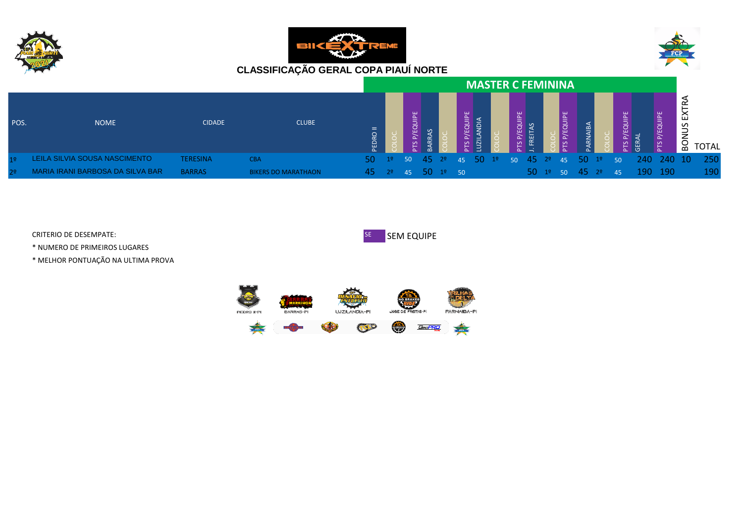## CLASSIFICAÇÃO GERAL COPA PIAUÍ NORTE

### MASTER C FEMININA

| POS. | NOME | CIDADE | CLUBE | PEDRO II | COLOC. | PTS P/EQUIPE | BARRAS | COLOC. | PTS P/EQUIPE | LUZILANDIA | COLOC. | PTS P/EQUIPE | J. FREITAS | COLOC. | PTS P/EQUIPE | PARNAIBA | COLOC. | PTS P/EQUIPE | GERAL | PTS P/EQUIPE | BONUS EXTRA | TOTAL |
|---|---|---|---|---|---|---|---|---|---|---|---|---|---|---|---|---|---|---|---|---|---|---|
| 1º | LEILA SILVIA SOUSA NASCIMENTO | TERESINA | CBA | 50 | 1º | 50 | 45 | 2º | 45 | 50 | 1º | 50 | 45 | 2º | 45 | 50 | 1º | 50 | 240 | 240 | 10 | 250 |
| 2º | MARIA IRANI BARBOSA DA SILVA BAR | BARRAS | BIKERS DO MARATHAON | 45 | 2º | 45 | 50 | 1º | 50 | | | | 50 | 1º | 50 | 45 | 2º | 45 | 190 | 190 | | 190 |

CRITERIO DE DESEMPATE:

* NUMERO DE PRIMEIROS LUGARES
* MELHOR PONTUAÇÃO NA ULTIMA PROVA

SE — SEM EQUIPE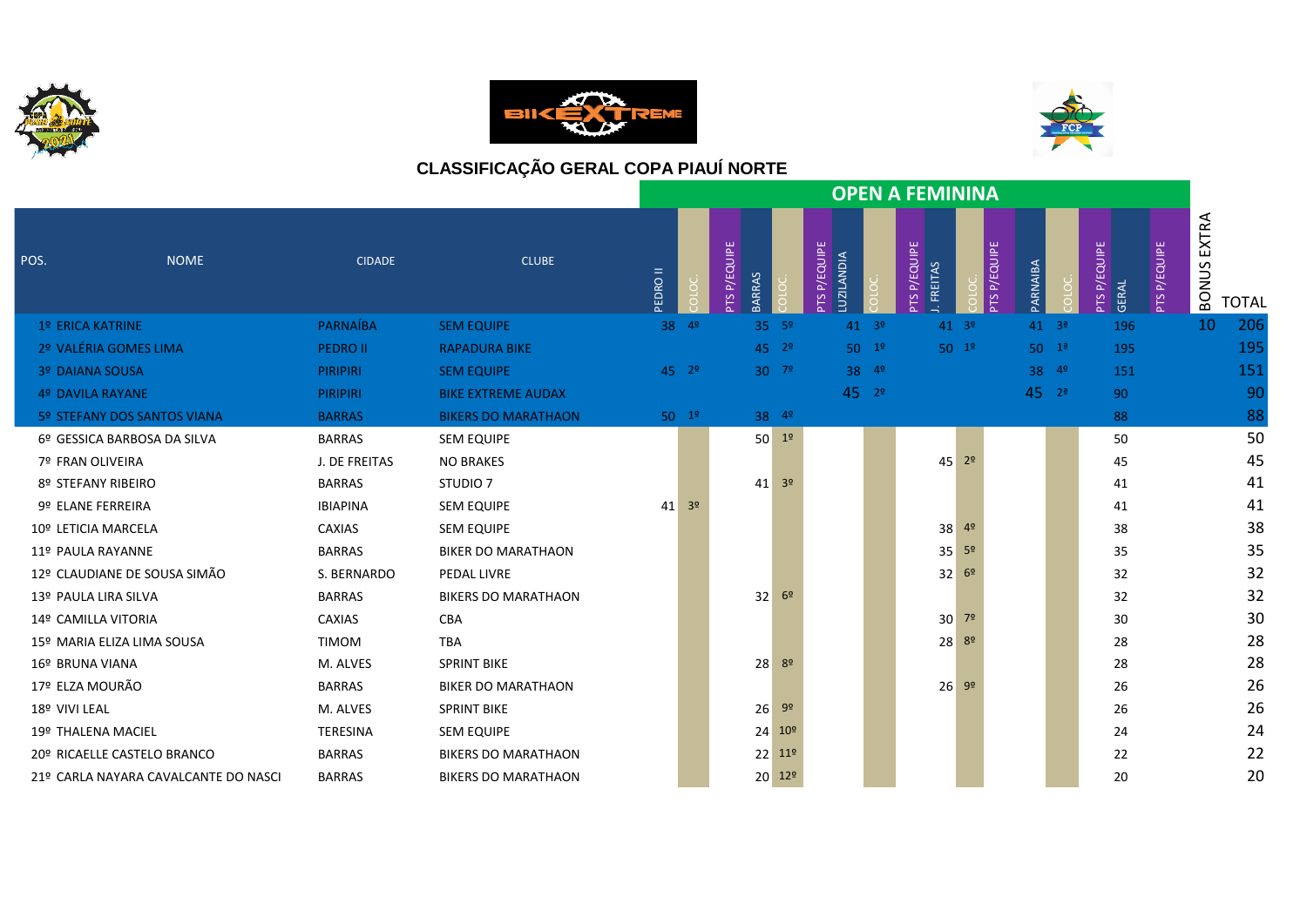# CLASSIFICAÇÃO GERAL COPA PIAUÍ NORTE

## OPEN A FEMININA

| POS. | NOME | CIDADE | CLUBE | PEDRO II | COLOC. | PTS P/EQUIPE | BARRAS | COLOC. | PTS P/EQUIPE | LUZILANDIA | COLOC. | PTS P/EQUIPE | J. FREITAS | COLOC. | PTS P/EQUIPE | PARNAIBA | COLOC. | PTS P/EQUIPE | GERAL | PTS P/EQUIPE | BONUS EXTRA | TOTAL |
|---|---|---|---|---|---|---|---|---|---|---|---|---|---|---|---|---|---|---|---|---|---|---|
| 1º | ERICA KATRINE | PARNAÍBA | SEM EQUIPE | 38 | 4º | | 35 | 5º | | 41 | 3º | | 41 | 3º | | 41 | 3ª | | 196 | | 10 | 206 |
| 2º | VALÉRIA GOMES LIMA | PEDRO II | RAPADURA BIKE | | | | 45 | 2º | | 50 | 1º | | 50 | 1º | | 50 | 1ª | | 195 | | | 195 |
| 3º | DAIANA SOUSA | PIRIPIRI | SEM EQUIPE | 45 | 2º | | 30 | 7º | | 38 | 4º | | | | | 38 | 4º | | 151 | | | 151 |
| 4º | DAVILA RAYANE | PIRIPIRI | BIKE EXTREME AUDAX | | | | | | | 45 | 2º | | | | | 45 | 2ª | | 90 | | | 90 |
| 5º | STEFANY DOS SANTOS VIANA | BARRAS | BIKERS DO MARATHAON | 50 | 1º | | 38 | 4º | | | | | | | | | | | 88 | | | 88 |
| 6º | GESSICA BARBOSA DA SILVA | BARRAS | SEM EQUIPE | | | | 50 | 1º | | | | | | | | | | | 50 | | | 50 |
| 7º | FRAN OLIVEIRA | J. DE FREITAS | NO BRAKES | | | | | | | | | | 45 | 2º | | | | | 45 | | | 45 |
| 8º | STEFANY RIBEIRO | BARRAS | STUDIO 7 | | | | 41 | 3º | | | | | | | | | | | 41 | | | 41 |
| 9º | ELANE FERREIRA | IBIAPINA | SEM EQUIPE | 41 | 3º | | | | | | | | | | | | | | 41 | | | 41 |
| 10º | LETICIA MARCELA | CAXIAS | SEM EQUIPE | | | | | | | | | | 38 | 4º | | | | | 38 | | | 38 |
| 11º | PAULA RAYANNE | BARRAS | BIKER DO MARATHAON | | | | | | | | | | 35 | 5º | | | | | 35 | | | 35 |
| 12º | CLAUDIANE DE SOUSA SIMÃO | S. BERNARDO | PEDAL LIVRE | | | | | | | | | | 32 | 6º | | | | | 32 | | | 32 |
| 13º | PAULA LIRA SILVA | BARRAS | BIKERS DO MARATHAON | | | | 32 | 6º | | | | | | | | | | | 32 | | | 32 |
| 14º | CAMILLA VITORIA | CAXIAS | CBA | | | | | | | | | | 30 | 7º | | | | | 30 | | | 30 |
| 15º | MARIA ELIZA LIMA SOUSA | TIMOM | TBA | | | | | | | | | | 28 | 8º | | | | | 28 | | | 28 |
| 16º | BRUNA VIANA | M. ALVES | SPRINT BIKE | | | | 28 | 8º | | | | | | | | | | | 28 | | | 28 |
| 17º | ELZA MOURÃO | BARRAS | BIKER DO MARATHAON | | | | | | | | | | 26 | 9º | | | | | 26 | | | 26 |
| 18º | VIVI LEAL | M. ALVES | SPRINT BIKE | | | | 26 | 9º | | | | | | | | | | | 26 | | | 26 |
| 19º | THALENA MACIEL | TERESINA | SEM EQUIPE | | | | 24 | 10º | | | | | | | | | | | 24 | | | 24 |
| 20º | RICAELLE CASTELO BRANCO | BARRAS | BIKERS DO MARATHAON | | | | 22 | 11º | | | | | | | | | | | 22 | | | 22 |
| 21º | CARLA NAYARA CAVALCANTE DO NASCI | BARRAS | BIKERS DO MARATHAON | | | | 20 | 12º | | | | | | | | | | | 20 | | | 20 |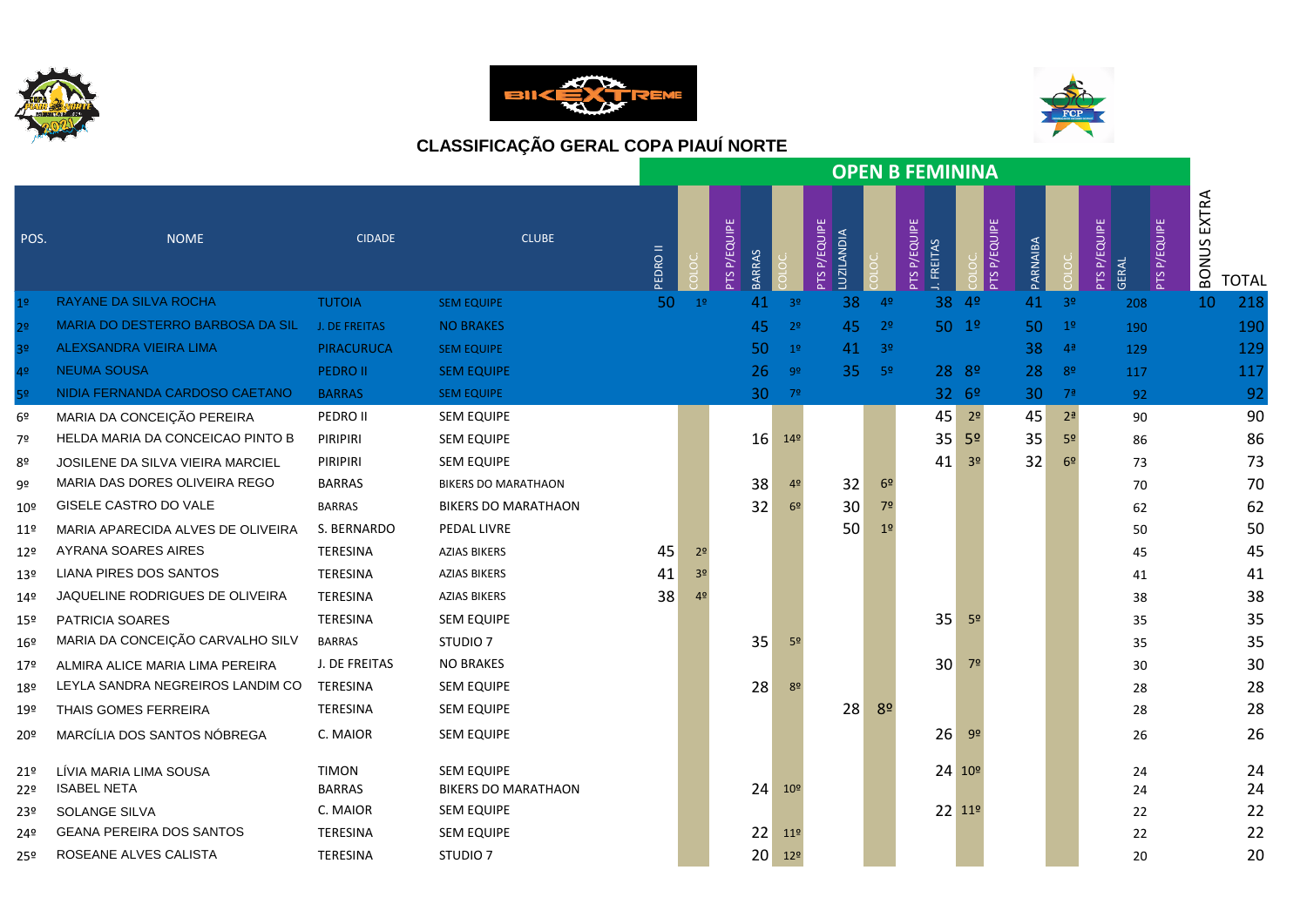## CLASSIFICAÇÃO GERAL COPA PIAUÍ NORTE

### OPEN B FEMININA

| POS. | NOME | CIDADE | CLUBE | PEDRO II | COLOC. | PTS P/EQUIPE | BARRAS | COLOC. | PTS P/EQUIPE | LUZILANDIA | COLOC. | PTS P/EQUIPE | J. FREITAS | COLOC. | PTS P/EQUIPE | PARNAIBA | COLOC. | PTS P/EQUIPE | GERAL | PTS P/EQUIPE | BONUS EXTRA | TOTAL |
|---|---|---|---|---|---|---|---|---|---|---|---|---|---|---|---|---|---|---|---|---|---|---|
| 1º | RAYANE DA SILVA ROCHA | TUTOIA | SEM EQUIPE | 50 | 1º | | 41 | 3º | | 38 | 4º | | 38 | 4º | | 41 | 3º | | 208 | | 10 | 218 |
| 2º | MARIA DO DESTERRO BARBOSA DA SIL | J. DE FREITAS | NO BRAKES | | | | 45 | 2º | | 45 | 2º | | 50 | 1º | | 50 | 1º | | 190 | | | 190 |
| 3º | ALEXSANDRA VIEIRA LIMA | PIRACURUCA | SEM EQUIPE | | | | 50 | 1º | | 41 | 3º | | | | | 38 | 4º | | 129 | | | 129 |
| 4º | NEUMA SOUSA | PEDRO II | SEM EQUIPE | | | | 26 | 9º | | 35 | 5º | | 28 | 8º | | 28 | 8º | | 117 | | | 117 |
| 5º | NIDIA FERNANDA CARDOSO CAETANO | BARRAS | SEM EQUIPE | | | | 30 | 7º | | | | | 32 | 6º | | 30 | 7ª | | 92 | | | 92 |
| 6º | MARIA DA CONCEIÇÃO PEREIRA | PEDRO II | SEM EQUIPE | | | | | | | | | | 45 | 2º | | 45 | 2ª | | 90 | | | 90 |
| 7º | HELDA MARIA DA CONCEICAO PINTO B | PIRIPIRI | SEM EQUIPE | | | | 16 | 14º | | | | | 35 | 5º | | 35 | 5º | | 86 | | | 86 |
| 8º | JOSILENE DA SILVA VIEIRA MARCIEL | PIRIPIRI | SEM EQUIPE | | | | | | | | | | 41 | 3º | | 32 | 6º | | 73 | | | 73 |
| 9º | MARIA DAS DORES OLIVEIRA REGO | BARRAS | BIKERS DO MARATHAON | | | | 38 | 4º | | 32 | 6º | | | | | | | | 70 | | | 70 |
| 10º | GISELE CASTRO DO VALE | BARRAS | BIKERS DO MARATHAON | | | | 32 | 6º | | 30 | 7º | | | | | | | | 62 | | | 62 |
| 11º | MARIA APARECIDA ALVES DE OLIVEIRA | S. BERNARDO | PEDAL LIVRE | | | | | | | 50 | 1º | | | | | | | | 50 | | | 50 |
| 12º | AYRANA SOARES AIRES | TERESINA | AZIAS BIKERS | 45 | 2º | | | | | | | | | | | | | | 45 | | | 45 |
| 13º | LIANA PIRES DOS SANTOS | TERESINA | AZIAS BIKERS | 41 | 3º | | | | | | | | | | | | | | 41 | | | 41 |
| 14º | JAQUELINE RODRIGUES DE OLIVEIRA | TERESINA | AZIAS BIKERS | 38 | 4º | | | | | | | | | | | | | | 38 | | | 38 |
| 15º | PATRICIA SOARES | TERESINA | SEM EQUIPE | | | | | | | | | | 35 | 5º | | | | | 35 | | | 35 |
| 16º | MARIA DA CONCEIÇÃO CARVALHO SILV | BARRAS | STUDIO 7 | | | | 35 | 5º | | | | | | | | | | | 35 | | | 35 |
| 17º | ALMIRA ALICE MARIA LIMA PEREIRA | J. DE FREITAS | NO BRAKES | | | | | | | | | | 30 | 7º | | | | | 30 | | | 30 |
| 18º | LEYLA SANDRA NEGREIROS LANDIM CO | TERESINA | SEM EQUIPE | | | | 28 | 8º | | | | | | | | | | | 28 | | | 28 |
| 19º | THAIS GOMES FERREIRA | TERESINA | SEM EQUIPE | | | | | | | 28 | 8º | | | | | | | | 28 | | | 28 |
| 20º | MARCÍLIA DOS SANTOS NÓBREGA | C. MAIOR | SEM EQUIPE | | | | | | | | | | 26 | 9º | | | | | 26 | | | 26 |
| 21º | LÍVIA MARIA LIMA SOUSA | TIMON | SEM EQUIPE | | | | | | | | | | 24 | 10º | | | | | 24 | | | 24 |
| 22º | ISABEL NETA | BARRAS | BIKERS DO MARATHAON | | | | 24 | 10º | | | | | | | | | | | 24 | | | 24 |
| 23º | SOLANGE SILVA | C. MAIOR | SEM EQUIPE | | | | | | | | | | 22 | 11º | | | | | 22 | | | 22 |
| 24º | GEANA PEREIRA DOS SANTOS | TERESINA | SEM EQUIPE | | | | 22 | 11º | | | | | | | | | | | 22 | | | 22 |
| 25º | ROSEANE ALVES CALISTA | TERESINA | STUDIO 7 | | | | 20 | 12º | | | | | | | | | | | 20 | | | 20 |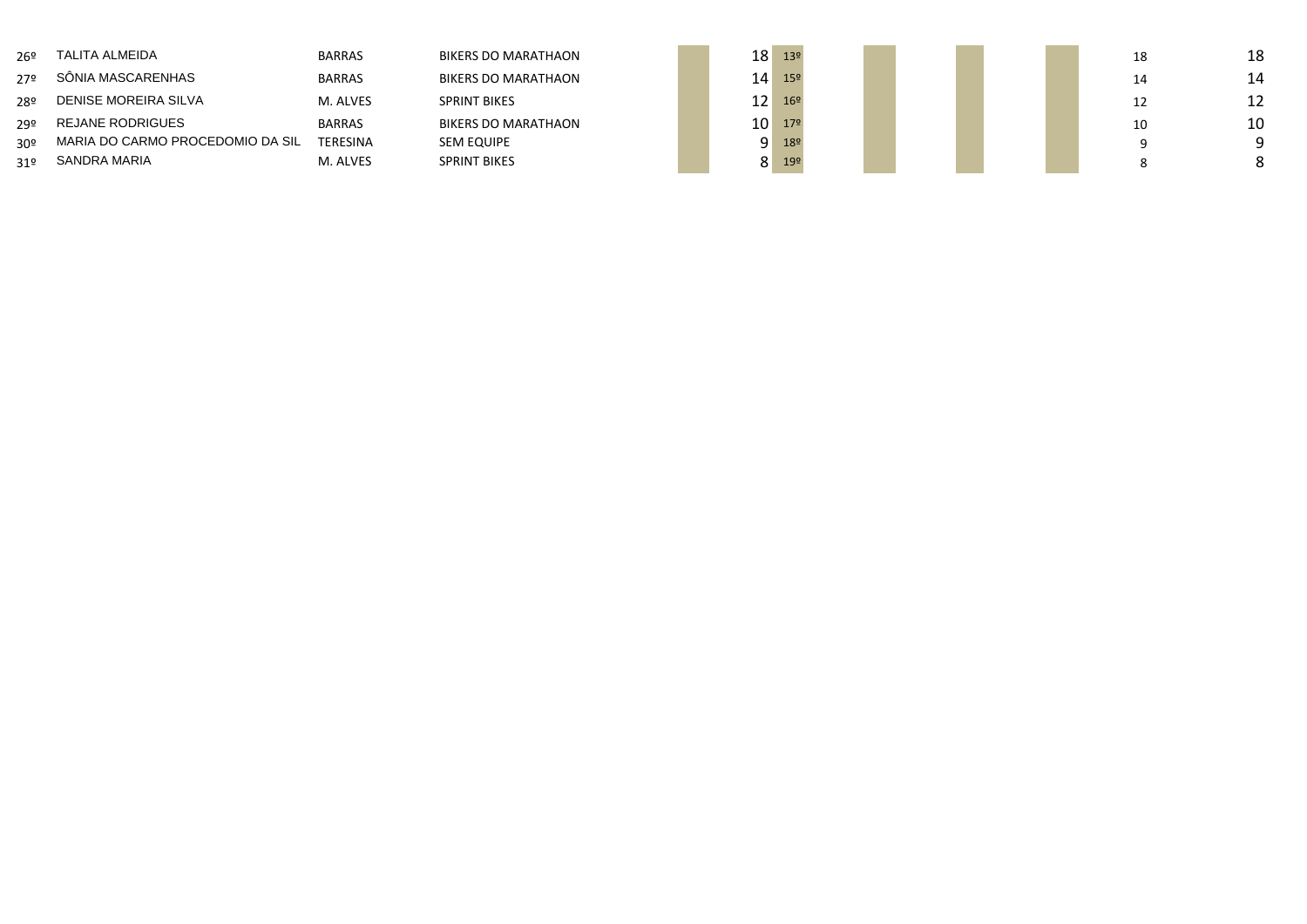| | | | | | | | | | | | |
|---|---|---|---|---|---|---|---|---|---|---|---|
| 26º | TALITA ALMEIDA | BARRAS | BIKERS DO MARATHAON | | 18 | 13º | | | | 18 | 18 |
| 27º | SÔNIA MASCARENHAS | BARRAS | BIKERS DO MARATHAON | | 14 | 15º | | | | 14 | 14 |
| 28º | DENISE MOREIRA SILVA | M. ALVES | SPRINT BIKES | | 12 | 16º | | | | 12 | 12 |
| 29º | REJANE RODRIGUES | BARRAS | BIKERS DO MARATHAON | | 10 | 17º | | | | 10 | 10 |
| 30º | MARIA DO CARMO PROCEDOMIO DA SIL | TERESINA | SEM EQUIPE | | 9 | 18º | | | | 9 | 9 |
| 31º | SANDRA MARIA | M. ALVES | SPRINT BIKES | | 8 | 19º | | | | 8 | 8 |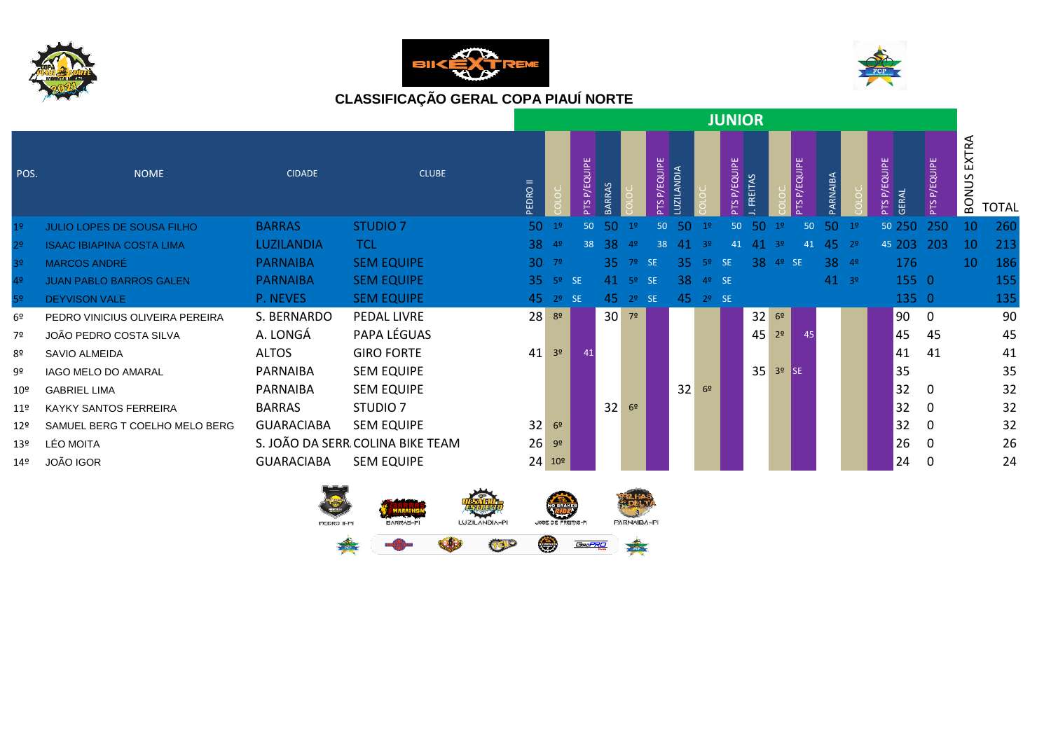# CLASSIFICAÇÃO GERAL COPA PIAUÍ NORTE

## JUNIOR

| POS. | NOME | CIDADE | CLUBE | PEDRO II | COLOC. | PTS P/EQUIPE | BARRAS | COLOC. | PTS P/EQUIPE | LUZILANDIA | COLOC. | PTS P/EQUIPE | J. FREITAS | COLOC. | PTS P/EQUIPE | PARNAIBA | COLOC. | PTS P/EQUIPE | GERAL | PTS P/EQUIPE | BONUS EXTRA | TOTAL |
|---|---|---|---|---|---|---|---|---|---|---|---|---|---|---|---|---|---|---|---|---|---|---|
| 1º | JULIO LOPES DE SOUSA FILHO | BARRAS | STUDIO 7 | 50 | 1º | 50 | 50 | 1º | 50 | 50 | 1º | 50 | 50 | 1º | 50 | 50 | 1º | 50 | 250 | 250 | 10 | 260 |
| 2º | ISAAC IBIAPINA COSTA LIMA | LUZILANDIA | TCL | 38 | 4º | 38 | 38 | 4º | 38 | 41 | 3º | 41 | 41 | 3º | 41 | 45 | 2º | 45 | 203 | 203 | 10 | 213 |
| 3º | MARCOS ANDRÉ | PARNAIBA | SEM EQUIPE | 30 | 7º | | 35 | 7º | SE | 35 | 5º | SE | 38 | 4º | SE | 38 | 4º | | 176 | | 10 | 186 |
| 4º | JUAN PABLO BARROS GALEN | PARNAIBA | SEM EQUIPE | 35 | 5º | SE | 41 | 5º | SE | 38 | 4º | SE | | | | 41 | 3º | | 155 | 0 | | 155 |
| 5º | DEYVISON VALE | P. NEVES | SEM EQUIPE | 45 | 2º | SE | 45 | 2º | SE | 45 | 2º | SE | | | | | | | 135 | 0 | | 135 |
| 6º | PEDRO VINICIUS OLIVEIRA PEREIRA | S. BERNARDO | PEDAL LIVRE | 28 | 8º | | 30 | 7º | | | | | 32 | 6º | | | | | 90 | 0 | | 90 |
| 7º | JOÃO PEDRO COSTA SILVA | A. LONGÁ | PAPA LÉGUAS | | | | | | | | | | 45 | 2º | 45 | | | | 45 | 45 | | 45 |
| 8º | SAVIO ALMEIDA | ALTOS | GIRO FORTE | 41 | 3º | 41 | | | | | | | | | | | | | 41 | 41 | | 41 |
| 9º | IAGO MELO DO AMARAL | PARNAIBA | SEM EQUIPE | | | | | | | | | | 35 | 3º | SE | | | | 35 | | | 35 |
| 10º | GABRIEL LIMA | PARNAIBA | SEM EQUIPE | | | | | | | 32 | 6º | | | | | | | | 32 | 0 | | 32 |
| 11º | KAYKY SANTOS FERREIRA | BARRAS | STUDIO 7 | | | | 32 | 6º | | | | | | | | | | | 32 | 0 | | 32 |
| 12º | SAMUEL BERG T COELHO MELO BERG | GUARACIABA | SEM EQUIPE | 32 | 6º | | | | | | | | | | | | | | 32 | 0 | | 32 |
| 13º | LÉO MOITA | S. JOÃO DA SERR. | COLINA BIKE TEAM | 26 | 9º | | | | | | | | | | | | | | 26 | 0 | | 26 |
| 14º | JOÃO IGOR | GUARACIABA | SEM EQUIPE | 24 | 10º | | | | | | | | | | | | | | 24 | 0 | | 24 |

PEDRO II-PI BARRAS-PI LUZILANDIA-PI JOSE DE FREITAS-PI PARNAIBA-PI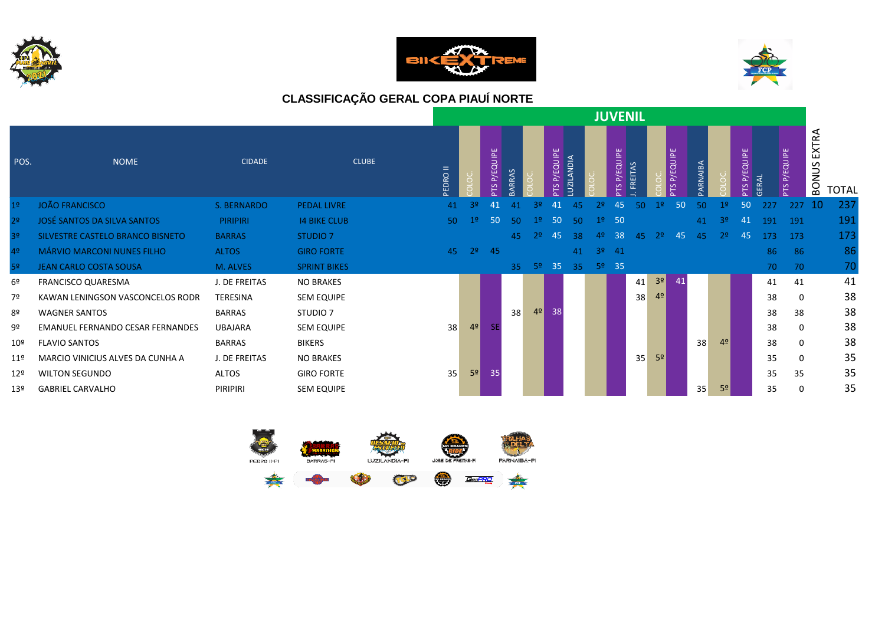## CLASSIFICAÇÃO GERAL COPA PIAUÍ NORTE

| POS. | NOME | CIDADE | CLUBE | JUVENIL | | | | | | | | | | | | | | | | | | BONUS EXTRA | TOTAL |
|---|---|---|---|---|---|---|---|---|---|---|---|---|---|---|---|---|---|---|---|---|---|---|---|
| | | | | PEDRO II | COLOC. | PTS P/EQUIPE | BARRAS | COLOC. | PTS P/EQUIPE | LUZILANDIA | COLOC. | PTS P/EQUIPE | J. FREITAS | COLOC. | PTS P/EQUIPE | PARNAIBA | COLOC. | PTS P/EQUIPE | GERAL | PTS P/EQUIPE | | | |
| 1º | JOÃO FRANCISCO | S. BERNARDO | PEDAL LIVRE | 41 | 3º | 41 | 41 | 3º | 41 | 45 | 2º | 45 | 50 | 1º | 50 | 50 | 1º | 50 | 227 | 227 | | 10 | 237 |
| 2º | JOSÉ SANTOS DA SILVA SANTOS | PIRIPIRI | I4 BIKE CLUB | 50 | 1º | 50 | 50 | 1º | 50 | 50 | 1º | 50 | | | | 41 | 3º | 41 | 191 | 191 | | | 191 |
| 3º | SILVESTRE CASTELO BRANCO BISNETO | BARRAS | STUDIO 7 | | | | 45 | 2º | 45 | 38 | 4º | 38 | 45 | 2º | 45 | 45 | 2º | 45 | 173 | 173 | | | 173 |
| 4º | MÁRVIO MARCONI NUNES FILHO | ALTOS | GIRO FORTE | 45 | 2º | 45 | | | | 41 | 3º | 41 | | | | | | | 86 | 86 | | | 86 |
| 5º | JEAN CARLO COSTA SOUSA | M. ALVES | SPRINT BIKES | | | | 35 | 5º | 35 | 35 | 5º | 35 | | | | | | | 70 | 70 | | | 70 |
| 6º | FRANCISCO QUARESMA | J. DE FREITAS | NO BRAKES | | | | | | | | | | 41 | 3º | 41 | | | | 41 | 41 | | | 41 |
| 7º | KAWAN LENINGSON VASCONCELOS RODR | TERESINA | SEM EQUIPE | | | | | | | | | | 38 | 4º | | | | | 38 | 0 | | | 38 |
| 8º | WAGNER SANTOS | BARRAS | STUDIO 7 | | | | 38 | 4º | 38 | | | | | | | | | | 38 | 38 | | | 38 |
| 9º | EMANUEL FERNANDO CESAR FERNANDES | UBAJARA | SEM EQUIPE | 38 | 4º | SE | | | | | | | | | | | | | 38 | 0 | | | 38 |
| 10º | FLAVIO SANTOS | BARRAS | BIKERS | | | | | | | | | | | | | 38 | 4º | | 38 | 0 | | | 38 |
| 11º | MARCIO VINICIUS ALVES DA CUNHA A | J. DE FREITAS | NO BRAKES | | | | | | | | | | 35 | 5º | | | | | 35 | 0 | | | 35 |
| 12º | WILTON SEGUNDO | ALTOS | GIRO FORTE | 35 | 5º | 35 | | | | | | | | | | | | | 35 | 35 | | | 35 |
| 13º | GABRIEL CARVALHO | PIRIPIRI | SEM EQUIPE | | | | | | | | | | | | | 35 | 5º | | 35 | 0 | | | 35 |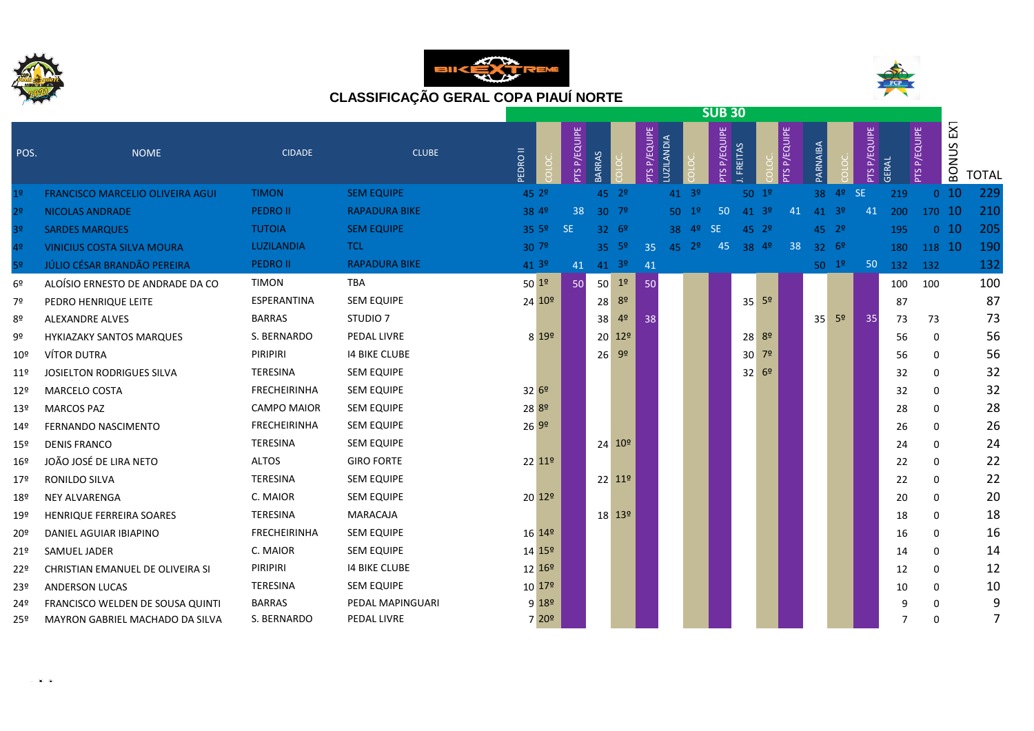# CLASSIFICAÇÃO GERAL COPA PIAUÍ NORTE

## SUB 30

| POS. | NOME | CIDADE | CLUBE | PEDRO II | COLOC. | PTS P/EQUIPE | BARRAS | COLOC. | PTS P/EQUIPE | LUZILANDIA | COLOC. | PTS P/EQUIPE | J. FREITAS | COLOC. | PTS P/EQUIPE | PARNAIBA | COLOC. | PTS P/EQUIPE | GERAL | PTS P/EQUIPE | BONUS EXT | TOTAL |
|---|---|---|---|---|---|---|---|---|---|---|---|---|---|---|---|---|---|---|---|---|---|---|
| 1º | FRANCISCO MARCELIO OLIVEIRA AGUI | TIMON | SEM EQUIPE | 45 | 2º | | 45 | 2º | | 41 | 3º | | 50 | 1º | | 38 | 4º | SE | 219 | 0 | 10 | 229 |
| 2º | NICOLAS ANDRADE | PEDRO II | RAPADURA BIKE | 38 | 4º | 38 | 30 | 7º | | 50 | 1º | 50 | 41 | 3º | 41 | 41 | 3º | 41 | 200 | 170 | 10 | 210 |
| 3º | SARDES MARQUES | TUTOIA | SEM EQUIPE | 35 | 5º | SE | 32 | 6º | | 38 | 4º | SE | 45 | 2º | | 45 | 2º | | 195 | 0 | 10 | 205 |
| 4º | VINICIUS COSTA SILVA MOURA | LUZILANDIA | TCL | 30 | 7º | | 35 | 5º | 35 | 45 | 2º | 45 | 38 | 4º | 38 | 32 | 6º | | 180 | 118 | 10 | 190 |
| 5º | JÚLIO CÉSAR BRANDÃO PEREIRA | PEDRO II | RAPADURA BIKE | 41 | 3º | 41 | 41 | 3º | 41 | | | | | | | 50 | 1º | 50 | 132 | 132 | | 132 |
| 6º | ALOÍSIO ERNESTO DE ANDRADE DA CO | TIMON | TBA | 50 | 1º | 50 | 50 | 1º | 50 | | | | | | | | | | 100 | 100 | | 100 |
| 7º | PEDRO HENRIQUE LEITE | ESPERANTINA | SEM EQUIPE | 24 | 10º | | 28 | 8º | | | | | 35 | 5º | | | | | 87 | | | 87 |
| 8º | ALEXANDRE ALVES | BARRAS | STUDIO 7 | | | | 38 | 4º | 38 | | | | | | | 35 | 5º | 35 | 73 | 73 | | 73 |
| 9º | HYKIAZAKY SANTOS MARQUES | S. BERNARDO | PEDAL LIVRE | 8 | 19º | | 20 | 12º | | | | | 28 | 8º | | | | | 56 | 0 | | 56 |
| 10º | VÍTOR DUTRA | PIRIPIRI | I4 BIKE CLUBE | | | | 26 | 9º | | | | | 30 | 7º | | | | | 56 | 0 | | 56 |
| 11º | JOSIELTON RODRIGUES SILVA | TERESINA | SEM EQUIPE | | | | | | | | | | 32 | 6º | | | | | 32 | 0 | | 32 |
| 12º | MARCELO COSTA | FRECHEIRINHA | SEM EQUIPE | 32 | 6º | | | | | | | | | | | | | | 32 | 0 | | 32 |
| 13º | MARCOS PAZ | CAMPO MAIOR | SEM EQUIPE | 28 | 8º | | | | | | | | | | | | | | 28 | 0 | | 28 |
| 14º | FERNANDO NASCIMENTO | FRECHEIRINHA | SEM EQUIPE | 26 | 9º | | | | | | | | | | | | | | 26 | 0 | | 26 |
| 15º | DENIS FRANCO | TERESINA | SEM EQUIPE | | | | 24 | 10º | | | | | | | | | | | 24 | 0 | | 24 |
| 16º | JOÃO JOSÉ DE LIRA NETO | ALTOS | GIRO FORTE | 22 | 11º | | | | | | | | | | | | | | 22 | 0 | | 22 |
| 17º | RONILDO SILVA | TERESINA | SEM EQUIPE | | | | 22 | 11º | | | | | | | | | | | 22 | 0 | | 22 |
| 18º | NEY ALVARENGA | C. MAIOR | SEM EQUIPE | 20 | 12º | | | | | | | | | | | | | | 20 | 0 | | 20 |
| 19º | HENRIQUE FERREIRA SOARES | TERESINA | MARACAJA | | | | 18 | 13º | | | | | | | | | | | 18 | 0 | | 18 |
| 20º | DANIEL AGUIAR IBIAPINO | FRECHEIRINHA | SEM EQUIPE | 16 | 14º | | | | | | | | | | | | | | 16 | 0 | | 16 |
| 21º | SAMUEL JADER | C. MAIOR | SEM EQUIPE | 14 | 15º | | | | | | | | | | | | | | 14 | 0 | | 14 |
| 22º | CHRISTIAN EMANUEL DE OLIVEIRA SI | PIRIPIRI | I4 BIKE CLUBE | 12 | 16º | | | | | | | | | | | | | | 12 | 0 | | 12 |
| 23º | ANDERSON LUCAS | TERESINA | SEM EQUIPE | 10 | 17º | | | | | | | | | | | | | | 10 | 0 | | 10 |
| 24º | FRANCISCO WELDEN DE SOUSA QUINTI | BARRAS | PEDAL MAPINGUARI | 9 | 18º | | | | | | | | | | | | | | 9 | 0 | | 9 |
| 25º | MAYRON GABRIEL MACHADO DA SILVA | S. BERNARDO | PEDAL LIVRE | 7 | 20º | | | | | | | | | | | | | | 7 | 0 | | 7 |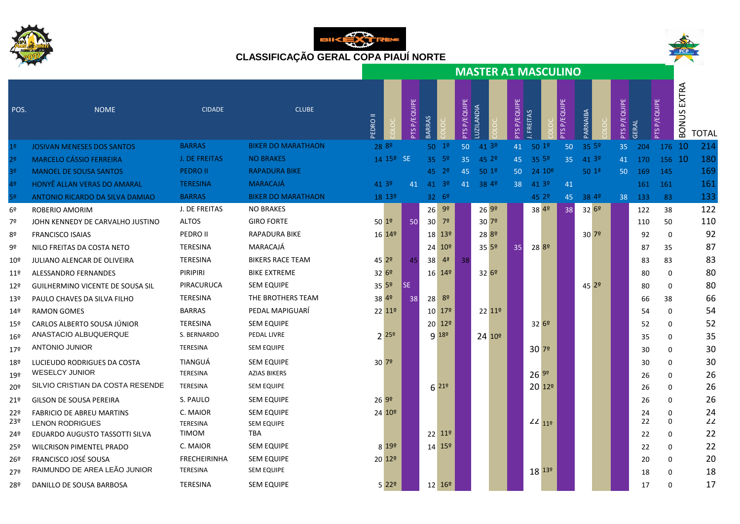# CLASSIFICAÇÃO GERAL COPA PIAUÍ NORTE

## MASTER A1 MASCULINO

| POS. | NOME | CIDADE | CLUBE | PEDRO II | COLOC. | PTS P/EQUIPE | BARRAS | COLOC. | PTS P/EQUIPE | LUZILANDIA | COLOC. | PTS P/EQUIPE | J. FREITAS | COLOC. | PTS P/EQUIPE | PARNAIBA | COLOC. | PTS P/EQUIPE | GERAL | PTS P/EQUIPE | BONUS EXTRA | TOTAL |
|---|---|---|---|---|---|---|---|---|---|---|---|---|---|---|---|---|---|---|---|---|---|---|
| 1º | JOSIVAN MENESES DOS SANTOS | BARRAS | BIKER DO MARATHAON | 28 | 8º | | 50 | 1º | 50 | 41 | 3º | 41 | 50 | 1º | 50 | 35 | 5º | 35 | 204 | 176 | 10 | 214 |
| 2º | MARCELO CÁSSIO FERREIRA | J. DE FREITAS | NO BRAKES | 14 | 15º | SE | 35 | 5º | 35 | 45 | 2º | 45 | 35 | 5º | 35 | 41 | 3º | 41 | 170 | 156 | 10 | 180 |
| 3º | MANOEL DE SOUSA SANTOS | PEDRO II | RAPADURA BIKE | | | | 45 | 2º | 45 | 50 | 1º | 50 | 24 | 10º | | 50 | 1ª | 50 | 169 | 145 | | 169 |
| 4º | HONYÊ ALLAN VERAS DO AMARAL | TERESINA | MARACAJÁ | 41 | 3º | 41 | 41 | 3º | 41 | 38 | 4º | 38 | 41 | 3º | 41 | | | | 161 | 161 | | 161 |
| 5º | ANTONIO RICARDO DA SILVA DAMIAO | BARRAS | BIKER DO MARATHAON | 18 | 13º | | 32 | 6º | | | | | 45 | 2º | 45 | 38 | 4º | 38 | 133 | 83 | | 133 |
| 6º | ROBERIO AMORIM | J. DE FREITAS | NO BRAKES | | | | 26 | 9º | | 26 | 9º | | 38 | 4º | 38 | 32 | 6º | | 122 | 38 | | 122 |
| 7º | JOHN KENNEDY DE CARVALHO JUSTINO | ALTOS | GIRO FORTE | 50 | 1º | 50 | 30 | 7º | | 30 | 7º | | | | | | | | 110 | 50 | | 110 |
| 8º | FRANCISCO ISAIAS | PEDRO II | RAPADURA BIKE | 16 | 14º | | 18 | 13º | | 28 | 8º | | | | | 30 | 7º | | 92 | 0 | | 92 |
| 9º | NILO FREITAS DA COSTA NETO | TERESINA | MARACAJÁ | | | | 24 | 10º | | 35 | 5º | 35 | 28 | 8º | | | | | 87 | 35 | | 87 |
| 10º | JULIANO ALENCAR DE OLIVEIRA | TERESINA | BIKERS RACE TEAM | 45 | 2º | 45 | 38 | 4ª | 38 | | | | | | | | | | 83 | 83 | | 83 |
| 11º | ALESSANDRO FERNANDES | PIRIPIRI | BIKE EXTREME | 32 | 6º | | 16 | 14º | | 32 | 6º | | | | | | | | 80 | 0 | | 80 |
| 12º | GUILHERMINO VICENTE DE SOUSA SIL | PIRACURUCA | SEM EQUIPE | 35 | 5º | SE | | | | | | | | | | 45 | 2º | | 80 | 0 | | 80 |
| 13º | PAULO CHAVES DA SILVA FILHO | TERESINA | THE BROTHERS TEAM | 38 | 4º | 38 | 28 | 8º | | | | | | | | | | | 66 | 38 | | 66 |
| 14º | RAMON GOMES | BARRAS | PEDAL MAPIGUARÍ | 22 | 11º | | 10 | 17º | | 22 | 11º | | | | | | | | 54 | 0 | | 54 |
| 15º | CARLOS ALBERTO SOUSA JÚNIOR | TERESINA | SEM EQUIPE | | | | 20 | 12º | | | | | 32 | 6º | | | | | 52 | 0 | | 52 |
| 16º | ANASTACIO ALBUQUERQUE | S. BERNARDO | PEDAL LIVRE | 2 | 25º | | 9 | 18º | | 24 | 10º | | | | | | | | 35 | 0 | | 35 |
| 17º | ANTONIO JUNIOR | TERESINA | SEM EQUIPE | | | | | | | | | | 30 | 7º | | | | | 30 | 0 | | 30 |
| 18º | LUCIEUDO RODRIGUES DA COSTA | TIANGUÁ | SEM EQUIPE | 30 | 7º | | | | | | | | | | | | | | 30 | 0 | | 30 |
| 19º | WESELCY JUNIOR | TERESINA | AZIAS BIKERS | | | | | | | | | | 26 | 9º | | | | | 26 | 0 | | 26 |
| 20º | SILVIO CRISTIAN DA COSTA RESENDE | TERESINA | SEM EQUIPE | | | | 6 | 21º | | | | | 20 | 12º | | | | | 26 | 0 | | 26 |
| 21º | GILSON DE SOUSA PEREIRA | S. PAULO | SEM EQUIPE | 26 | 9º | | | | | | | | | | | | | | 26 | 0 | | 26 |
| 22º | FABRICIO DE ABREU MARTINS | C. MAIOR | SEM EQUIPE | 24 | 10º | | | | | | | | | | | | | | 24 | 0 | | 24 |
| 23º | LENON RODRIGUES | TERESINA | SEM EQUIPE | | | | | | | | | | 22 | 11º | | | | | 22 | 0 | | 22 |
| 24º | EDUARDO AUGUSTO TASSOTTI SILVA | TIMOM | TBA | | | | 22 | 11º | | | | | | | | | | | 22 | 0 | | 22 |
| 25º | WILCRISON PIMENTEL PRADO | C. MAIOR | SEM EQUIPE | 8 | 19º | | 14 | 15º | | | | | | | | | | | 22 | 0 | | 22 |
| 26º | FRANCISCO JOSÉ SOUSA | FRECHEIRINHA | SEM EQUIPE | 20 | 12º | | | | | | | | | | | | | | 20 | 0 | | 20 |
| 27º | RAIMUNDO DE AREA LEÃO JUNIOR | TERESINA | SEM EQUIPE | | | | | | | | | | 18 | 13º | | | | | 18 | 0 | | 18 |
| 28º | DANILLO DE SOUSA BARBOSA | TERESINA | SEM EQUIPE | 5 | 22º | | 12 | 16º | | | | | | | | | | | 17 | 0 | | 17 |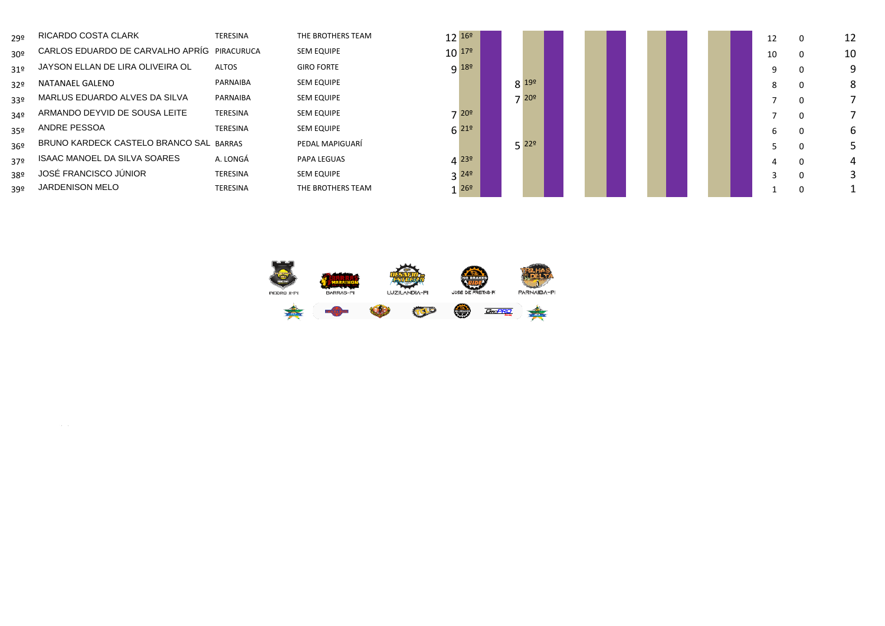| Pos. | Nome | Cidade | Equipe | | | | | | | | | | | | | | |
|---|---|---|---|---|---|---|---|---|---|---|---|---|---|---|---|---|---|
| 29º | RICARDO COSTA CLARK | TERESINA | THE BROTHERS TEAM | 12 | 16º | | | | | | | | | | 12 | 0 | 12 |
| 30º | CARLOS EDUARDO DE CARVALHO APRÍG | PIRACURUCA | SEM EQUIPE | 10 | 17º | | | | | | | | | | 10 | 0 | 10 |
| 31º | JAYSON ELLAN DE LIRA OLIVEIRA OL | ALTOS | GIRO FORTE | 9 | 18º | | | | | | | | | | 9 | 0 | 9 |
| 32º | NATANAEL GALENO | PARNAIBA | SEM EQUIPE | | | | 8 | 19º | | | | | | | 8 | 0 | 8 |
| 33º | MARLUS EDUARDO ALVES DA SILVA | PARNAIBA | SEM EQUIPE | | | | 7 | 20º | | | | | | | 7 | 0 | 7 |
| 34º | ARMANDO DEYVID DE SOUSA LEITE | TERESINA | SEM EQUIPE | 7 | 20º | | | | | | | | | | 7 | 0 | 7 |
| 35º | ANDRE PESSOA | TERESINA | SEM EQUIPE | 6 | 21º | | | | | | | | | | 6 | 0 | 6 |
| 36º | BRUNO KARDECK CASTELO BRANCO SAL | BARRAS | PEDAL MAPIGUARÍ | | | | 5 | 22º | | | | | | | 5 | 0 | 5 |
| 37º | ISAAC MANOEL DA SILVA SOARES | A. LONGÁ | PAPA LEGUAS | 4 | 23º | | | | | | | | | | 4 | 0 | 4 |
| 38º | JOSÉ FRANCISCO JÚNIOR | TERESINA | SEM EQUIPE | 3 | 24º | | | | | | | | | | 3 | 0 | 3 |
| 39º | JARDENISON MELO | TERESINA | THE BROTHERS TEAM | 1 | 26º | | | | | | | | | | 1 | 0 | 1 |

PEDRO II-PI BARRAS-PI LUZILANDIA-PI JOSÉ DE FREITAS-PI PARNAIBA-PI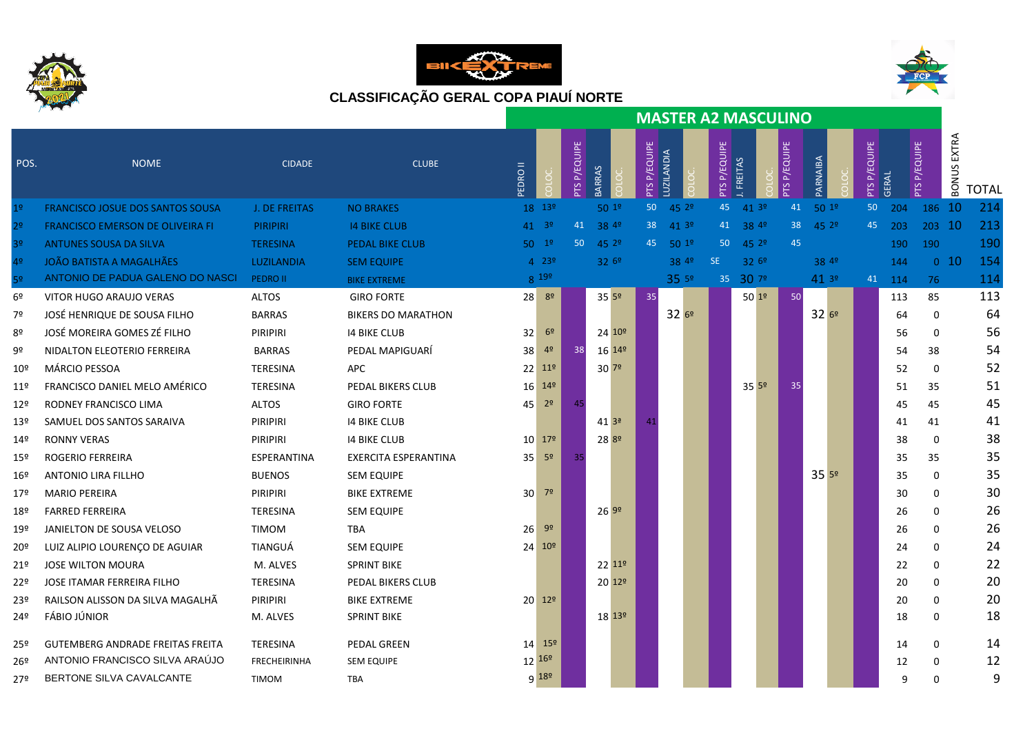# CLASSIFICAÇÃO GERAL COPA PIAUÍ NORTE

## MASTER A2 MASCULINO

| POS. | NOME | CIDADE | CLUBE | PEDRO II | COLOC. | PTS P/EQUIPE | BARRAS | COLOC. | PTS P/EQUIPE | LUZILANDIA | COLOC. | PTS P/EQUIPE | J. FREITAS | COLOC. | PTS P/EQUIPE | PARNAIBA | COLOC. | PTS P/EQUIPE | GERAL | PTS P/EQUIPE | BONUS EXTRA | TOTAL |
|---|---|---|---|---|---|---|---|---|---|---|---|---|---|---|---|---|---|---|---|---|---|---|
| 1º | FRANCISCO JOSUE DOS SANTOS SOUSA | J. DE FREITAS | NO BRAKES | 18 | 13º | | 50 | 1º | 50 | 45 | 2º | 45 | 41 | 3º | 41 | 50 | 1º | 50 | 204 | 186 | 10 | 214 |
| 2º | FRANCISCO EMERSON DE OLIVEIRA FI | PIRIPIRI | I4 BIKE CLUB | 41 | 3º | 41 | 38 | 4º | 38 | 41 | 3º | 41 | 38 | 4º | 38 | 45 | 2º | 45 | 203 | 203 | 10 | 213 |
| 3º | ANTUNES SOUSA DA SILVA | TERESINA | PEDAL BIKE CLUB | 50 | 1º | 50 | 45 | 2º | 45 | 50 | 1º | 50 | 45 | 2º | 45 | | | | 190 | 190 | | 190 |
| 4º | JOÃO BATISTA A MAGALHÃES | LUZILANDIA | SEM EQUIPE | 4 | 23º | | 32 | 6º | | 38 | 4º | SE | 32 | 6º | | 38 | 4º | | 144 | 0 | 10 | 154 |
| 5º | ANTONIO DE PADUA GALENO DO NASCI | PEDRO II | BIKE EXTREME | 8 | 19º | | | | | 35 | 5º | 35 | 30 | 7º | | 41 | 3º | 41 | 114 | 76 | | 114 |
| 6º | VITOR HUGO ARAUJO VERAS | ALTOS | GIRO FORTE | 28 | 8º | | 35 | 5º | 35 | | | | 50 | 1º | 50 | | | | 113 | 85 | | 113 |
| 7º | JOSÉ HENRIQUE DE SOUSA FILHO | BARRAS | BIKERS DO MARATHON | | | | | | | 32 | 6º | | | | | 32 | 6º | | 64 | 0 | | 64 |
| 8º | JOSÉ MOREIRA GOMES ZÉ FILHO | PIRIPIRI | I4 BIKE CLUB | 32 | 6º | | 24 | 10º | | | | | | | | | | | 56 | 0 | | 56 |
| 9º | NIDALTON ELEOTERIO FERREIRA | BARRAS | PEDAL MAPIGUARÍ | 38 | 4º | 38 | 16 | 14º | | | | | | | | | | | 54 | 38 | | 54 |
| 10º | MÁRCIO PESSOA | TERESINA | APC | 22 | 11º | | 30 | 7º | | | | | | | | | | | 52 | 0 | | 52 |
| 11º | FRANCISCO DANIEL MELO AMÉRICO | TERESINA | PEDAL BIKERS CLUB | 16 | 14º | | | | | | | | 35 | 5º | 35 | | | | 51 | 35 | | 51 |
| 12º | RODNEY FRANCISCO LIMA | ALTOS | GIRO FORTE | 45 | 2º | 45 | | | | | | | | | | | | | 45 | 45 | | 45 |
| 13º | SAMUEL DOS SANTOS SARAIVA | PIRIPIRI | I4 BIKE CLUB | | | | 41 | 3ª | 41 | | | | | | | | | | 41 | 41 | | 41 |
| 14º | RONNY VERAS | PIRIPIRI | I4 BIKE CLUB | 10 | 17º | | 28 | 8º | | | | | | | | | | | 38 | 0 | | 38 |
| 15º | ROGERIO FERREIRA | ESPERANTINA | EXERCITA ESPERANTINA | 35 | 5º | 35 | | | | | | | | | | | | | 35 | 35 | | 35 |
| 16º | ANTONIO LIRA FILLHO | BUENOS | SEM EQUIPE | | | | | | | | | | | | | 35 | 5º | | 35 | 0 | | 35 |
| 17º | MARIO PEREIRA | PIRIPIRI | BIKE EXTREME | 30 | 7º | | | | | | | | | | | | | | 30 | 0 | | 30 |
| 18º | FARRED FERREIRA | TERESINA | SEM EQUIPE | | | | 26 | 9º | | | | | | | | | | | 26 | 0 | | 26 |
| 19º | JANIELTON DE SOUSA VELOSO | TIMOM | TBA | 26 | 9º | | | | | | | | | | | | | | 26 | 0 | | 26 |
| 20º | LUIZ ALIPIO LOURENÇO DE AGUIAR | TIANGUÁ | SEM EQUIPE | 24 | 10º | | | | | | | | | | | | | | 24 | 0 | | 24 |
| 21º | JOSE WILTON MOURA | M. ALVES | SPRINT BIKE | | | | 22 | 11º | | | | | | | | | | | 22 | 0 | | 22 |
| 22º | JOSE ITAMAR FERREIRA FILHO | TERESINA | PEDAL BIKERS CLUB | | | | 20 | 12º | | | | | | | | | | | 20 | 0 | | 20 |
| 23º | RAILSON ALISSON DA SILVA MAGALHÃ | PIRIPIRI | BIKE EXTREME | 20 | 12º | | | | | | | | | | | | | | 20 | 0 | | 20 |
| 24º | FÁBIO JÚNIOR | M. ALVES | SPRINT BIKE | | | | 18 | 13º | | | | | | | | | | | 18 | 0 | | 18 |
| 25º | GUTEMBERG ANDRADE FREITAS FREITA | TERESINA | PEDAL GREEN | 14 | 15º | | | | | | | | | | | | | | 14 | 0 | | 14 |
| 26º | ANTONIO FRANCISCO SILVA ARAÚJO | FRECHEIRINHA | SEM EQUIPE | 12 | 16º | | | | | | | | | | | | | | 12 | 0 | | 12 |
| 27º | BERTONE SILVA CAVALCANTE | TIMOM | TBA | 9 | 18º | | | | | | | | | | | | | | 9 | 0 | | 9 |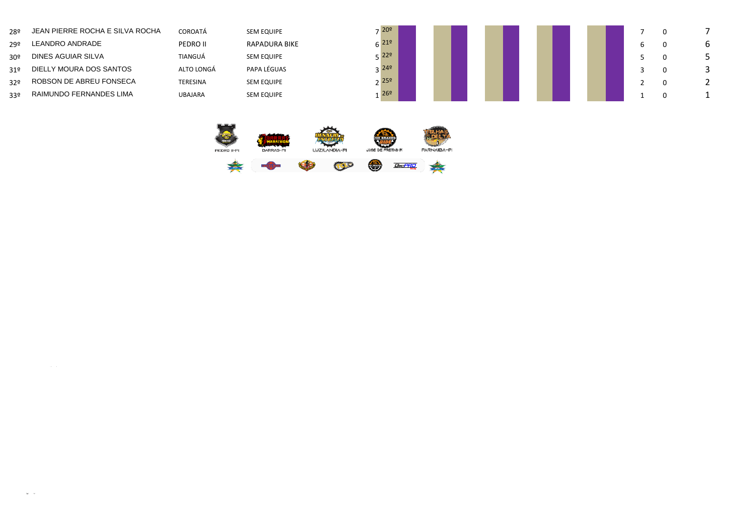| | | | | | | | | | | | | | | | |
|---|---|---|---|---|---|---|---|---|---|---|---|---|---|---|---|
| 28º | JEAN PIERRE ROCHA E SILVA ROCHA | COROATÁ | SEM EQUIPE | 7 | 20º | | | | | | | | 7 | 0 | 7 |
| 29º | LEANDRO ANDRADE | PEDRO II | RAPADURA BIKE | 6 | 21º | | | | | | | | 6 | 0 | 6 |
| 30º | DINES AGUIAR SILVA | TIANGUÁ | SEM EQUIPE | 5 | 22º | | | | | | | | 5 | 0 | 5 |
| 31º | DIELLY MOURA DOS SANTOS | ALTO LONGÁ | PAPA LÉGUAS | 3 | 24º | | | | | | | | 3 | 0 | 3 |
| 32º | ROBSON DE ABREU FONSECA | TERESINA | SEM EQUIPE | 2 | 25º | | | | | | | | 2 | 0 | 2 |
| 33º | RAIMUNDO FERNANDES LIMA | UBAJARA | SEM EQUIPE | 1 | 26º | | | | | | | | 1 | 0 | 1 |

PEDRO II-PI BARRAS-PI LUZILANDIA-PI JOSE DE FREITAS-PI PARNAIBA-PI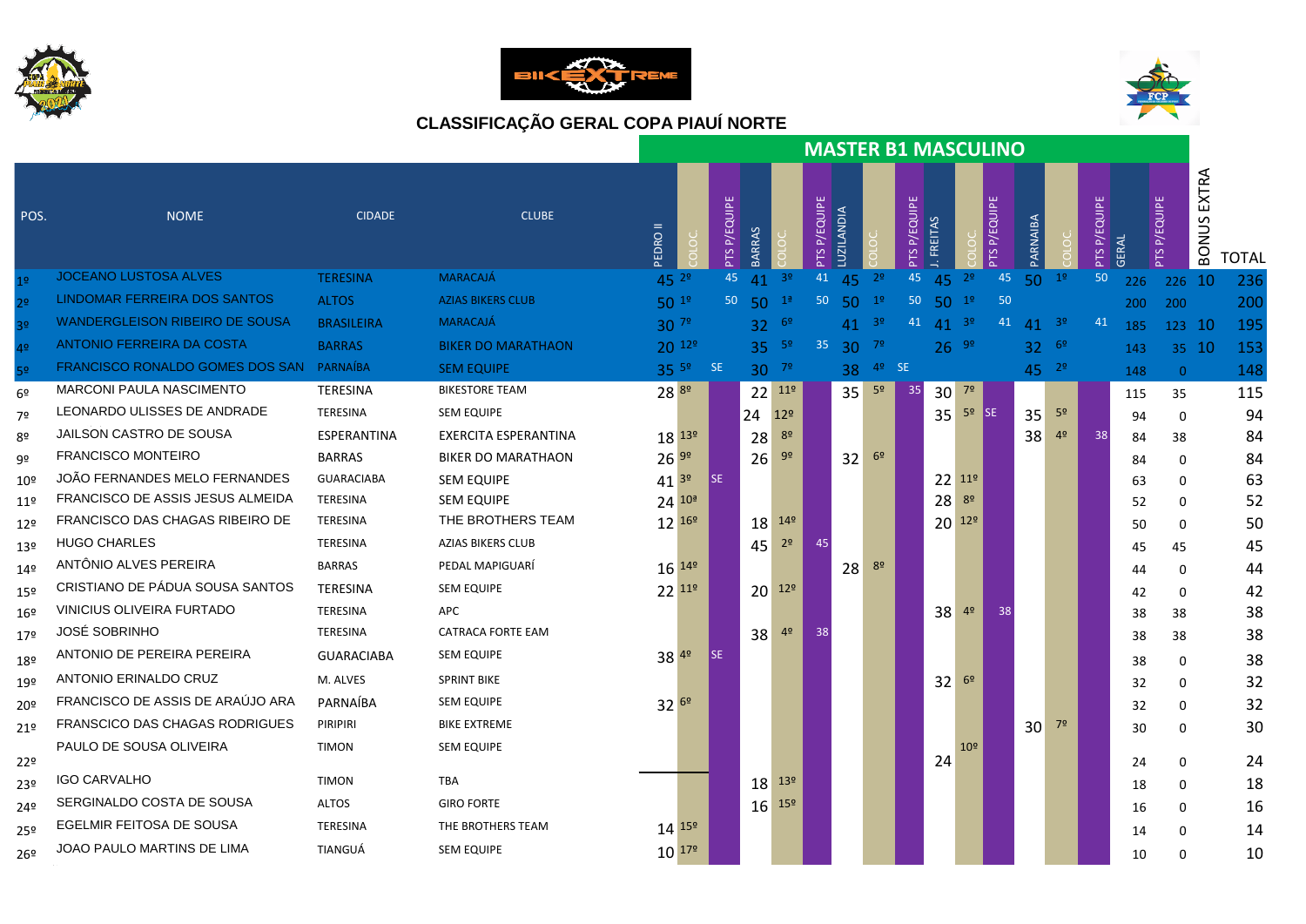## CLASSIFICAÇÃO GERAL COPA PIAUÍ NORTE

### MASTER B1 MASCULINO

| POS. | NOME | CIDADE | CLUBE | PEDRO II | COLOC. | PTS P/EQUIPE | BARRAS | COLOC. | PTS P/EQUIPE | LUZILANDIA | COLOC. | PTS P/EQUIPE | J. FREITAS | COLOC. | PTS P/EQUIPE | PARNAIBA | COLOC. | PTS P/EQUIPE | GERAL | PTS P/EQUIPE | BONUS EXTRA | TOTAL |
|---|---|---|---|---|---|---|---|---|---|---|---|---|---|---|---|---|---|---|---|---|---|---|
| 1º | JOCEANO LUSTOSA ALVES | TERESINA | MARACAJÁ | 45 | 2º | 45 | 41 | 3º | 41 | 45 | 2º | 45 | 45 | 2º | 45 | 50 | 1º | 50 | 226 | 226 | 10 | 236 |
| 2º | LINDOMAR FERREIRA DOS SANTOS | ALTOS | AZIAS BIKERS CLUB | 50 | 1º | 50 | 50 | 1ª | 50 | 50 | 1º | 50 | 50 | 1º | 50 | | | | 200 | 200 | | 200 |
| 3º | WANDERGLEISON RIBEIRO DE SOUSA | BRASILEIRA | MARACAJÁ | 30 | 7º | | 32 | 6º | | 41 | 3º | 41 | 41 | 3º | 41 | 41 | 3º | 41 | 185 | 123 | 10 | 195 |
| 4º | ANTONIO FERREIRA DA COSTA | BARRAS | BIKER DO MARATHAON | 20 | 12º | | 35 | 5º | 35 | 30 | 7º | | 26 | 9º | | 32 | 6º | | 143 | 35 | 10 | 153 |
| 5º | FRANCISCO RONALDO GOMES DOS SAN | PARNAÍBA | SEM EQUIPE | 35 | 5º | SE | 30 | 7º | | 38 | 4º | SE | | | | 45 | 2º | | 148 | 0 | | 148 |
| 6º | MARCONI PAULA NASCIMENTO | TERESINA | BIKESTORE TEAM | 28 | 8º | | 22 | 11º | | 35 | 5º | 35 | 30 | 7º | | | | | 115 | 35 | | 115 |
| 7º | LEONARDO ULISSES DE ANDRADE | TERESINA | SEM EQUIPE | | | | 24 | 12º | | | | | 35 | 5º | SE | 35 | 5º | | 94 | 0 | | 94 |
| 8º | JAILSON CASTRO DE SOUSA | ESPERANTINA | EXERCITA ESPERANTINA | 18 | 13º | | 28 | 8º | | | | | | | | 38 | 4º | 38 | 84 | 38 | | 84 |
| 9º | FRANCISCO MONTEIRO | BARRAS | BIKER DO MARATHAON | 26 | 9º | | 26 | 9º | | 32 | 6º | | | | | | | | 84 | 0 | | 84 |
| 10º | JOÃO FERNANDES MELO FERNANDES | GUARACIABA | SEM EQUIPE | 41 | 3º | SE | | | | | | | 22 | 11º | | | | | 63 | 0 | | 63 |
| 11º | FRANCISCO DE ASSIS JESUS ALMEIDA | TERESINA | SEM EQUIPE | 24 | 10ª | | | | | | | | 28 | 8º | | | | | 52 | 0 | | 52 |
| 12º | FRANCISCO DAS CHAGAS RIBEIRO DE | TERESINA | THE BROTHERS TEAM | 12 | 16º | | 18 | 14º | | | | | 20 | 12º | | | | | 50 | 0 | | 50 |
| 13º | HUGO CHARLES | TERESINA | AZIAS BIKERS CLUB | | | | 45 | 2º | 45 | | | | | | | | | | 45 | 45 | | 45 |
| 14º | ANTÔNIO ALVES PEREIRA | BARRAS | PEDAL MAPIGUARÍ | 16 | 14º | | | | | 28 | 8º | | | | | | | | 44 | 0 | | 44 |
| 15º | CRISTIANO DE PÁDUA SOUSA SANTOS | TERESINA | SEM EQUIPE | 22 | 11º | | 20 | 12º | | | | | | | | | | | 42 | 0 | | 42 |
| 16º | VINICIUS OLIVEIRA FURTADO | TERESINA | APC | | | | | | | | | | 38 | 4º | 38 | | | | 38 | 38 | | 38 |
| 17º | JOSÉ SOBRINHO | TERESINA | CATRACA FORTE EAM | | | | 38 | 4º | 38 | | | | | | | | | | 38 | 38 | | 38 |
| 18º | ANTONIO DE PEREIRA PEREIRA | GUARACIABA | SEM EQUIPE | 38 | 4º | SE | | | | | | | | | | | | | 38 | 0 | | 38 |
| 19º | ANTONIO ERINALDO CRUZ | M. ALVES | SPRINT BIKE | | | | | | | | | | 32 | 6º | | | | | 32 | 0 | | 32 |
| 20º | FRANCISCO DE ASSIS DE ARAÚJO ARA | PARNAÍBA | SEM EQUIPE | 32 | 6º | | | | | | | | | | | | | | 32 | 0 | | 32 |
| 21º | FRANSCICO DAS CHAGAS RODRIGUES | PIRIPIRI | BIKE EXTREME | | | | | | | | | | | | | 30 | 7º | | 30 | 0 | | 30 |
| 22º | PAULO DE SOUSA OLIVEIRA | TIMON | SEM EQUIPE | | | | | | | | | | 24 | 10º | | | | | 24 | 0 | | 24 |
| 23º | IGO CARVALHO | TIMON | TBA | | | | 18 | 13º | | | | | | | | | | | 18 | 0 | | 18 |
| 24º | SERGINALDO COSTA DE SOUSA | ALTOS | GIRO FORTE | | | | 16 | 15º | | | | | | | | | | | 16 | 0 | | 16 |
| 25º | EGELMIR FEITOSA DE SOUSA | TERESINA | THE BROTHERS TEAM | 14 | 15º | | | | | | | | | | | | | | 14 | 0 | | 14 |
| 26º | JOAO PAULO MARTINS DE LIMA | TIANGUÁ | SEM EQUIPE | 10 | 17º | | | | | | | | | | | | | | 10 | 0 | | 10 |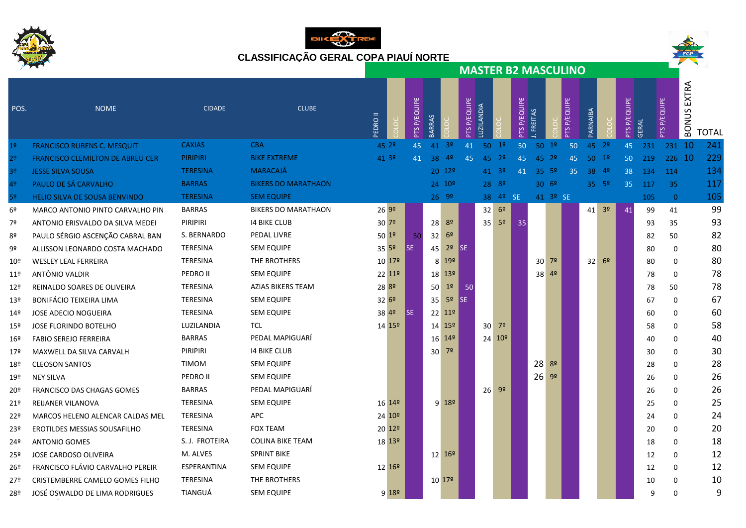# CLASSIFICAÇÃO GERAL COPA PIAUÍ NORTE

## MASTER B2 MASCULINO

| POS. | NOME | CIDADE | CLUBE | PEDRO II | COLOC. | PTS P/EQUIPE | BARRAS | COLOC. | PTS P/EQUIPE | LUZILANDIA | COLOC. | PTS P/EQUIPE | J. FREITAS | COLOC. | PTS P/EQUIPE | PARNAIBA | COLOC. | PTS P/EQUIPE | GERAL | PTS P/EQUIPE | BONUS EXTRA | TOTAL |
|---|---|---|---|---|---|---|---|---|---|---|---|---|---|---|---|---|---|---|---|---|---|---|
| 1º | FRANCISCO RUBENS C. MESQUIT | CAXIAS | CBA | 45 | 2º | 45 | 41 | 3º | 41 | 50 | 1º | 50 | 50 | 1º | 50 | 45 | 2º | 45 | 231 | 231 | 10 | 241 |
| 2º | FRANCISCO CLEMILTON DE ABREU CER | PIRIPIRI | BIKE EXTREME | 41 | 3º | 41 | 38 | 4º | 45 | 45 | 2º | 45 | 45 | 2º | 45 | 50 | 1º | 50 | 219 | 226 | 10 | 229 |
| 3º | JESSE SILVA SOUSA | TERESINA | MARACAJÁ | | | | 20 | 12º | | 41 | 3º | 41 | 35 | 5º | 35 | 38 | 4º | 38 | 134 | 114 | | 134 |
| 4º | PAULO DE SÁ CARVALHO | BARRAS | BIKERS DO MARATHAON | | | | 24 | 10º | | 28 | 8º | | 30 | 6º | | 35 | 5º | 35 | 117 | 35 | | 117 |
| 5º | HELIO SILVA DE SOUSA BENVINDO | TERESINA | SEM EQUIPE | | | | 26 | 9º | | 38 | 4º | SE | 41 | 3º | SE | | | | 105 | 0 | | 105 |
| 6º | MARCO ANTONIO PINTO CARVALHO PIN | BARRAS | BIKERS DO MARATHAON | 26 | 9º | | | | | 32 | 6º | | | | | 41 | 3º | 41 | 99 | 41 | | 99 |
| 7º | ANTONIO ERISVALDO DA SILVA MEDEI | PIRIPIRI | I4 BIKE CLUB | 30 | 7º | | 28 | 8º | | 35 | 5º | 35 | | | | | | | 93 | 35 | | 93 |
| 8º | PAULO SÉRGIO ASCENÇÃO CABRAL BAN | S. BERNARDO | PEDAL LIVRE | 50 | 1º | 50 | 32 | 6º | | | | | | | | | | | 82 | 50 | | 82 |
| 9º | ALLISSON LEONARDO COSTA MACHADO | TERESINA | SEM EQUIPE | 35 | 5º | SE | 45 | 2º | SE | | | | | | | | | | 80 | 0 | | 80 |
| 10º | WESLEY LEAL FERREIRA | TERESINA | THE BROTHERS | 10 | 17º | | 8 | 19º | | | | | 30 | 7º | | 32 | 6º | | 80 | 0 | | 80 |
| 11º | ANTÔNIO VALDIR | PEDRO II | SEM EQUIPE | 22 | 11º | | 18 | 13º | | | | | 38 | 4º | | | | | 78 | 0 | | 78 |
| 12º | REINALDO SOARES DE OLIVEIRA | TERESINA | AZIAS BIKERS TEAM | 28 | 8º | | 50 | 1º | 50 | | | | | | | | | | 78 | 50 | | 78 |
| 13º | BONIFÁCIO TEIXEIRA LIMA | TERESINA | SEM EQUIPE | 32 | 6º | | 35 | 5º | SE | | | | | | | | | | 67 | 0 | | 67 |
| 14º | JOSE ADECIO NOGUEIRA | TERESINA | SEM EQUIPE | 38 | 4º | SE | 22 | 11º | | | | | | | | | | | 60 | 0 | | 60 |
| 15º | JOSE FLORINDO BOTELHO | LUZILANDIA | TCL | 14 | 15º | | 14 | 15º | | 30 | 7º | | | | | | | | 58 | 0 | | 58 |
| 16º | FABIO SEREJO FERREIRA | BARRAS | PEDAL MAPIGUARÍ | | | | 16 | 14º | | 24 | 10º | | | | | | | | 40 | 0 | | 40 |
| 17º | MAXWELL DA SILVA CARVALH | PIRIPIRI | I4 BIKE CLUB | | | | 30 | 7º | | | | | | | | | | | 30 | 0 | | 30 |
| 18º | CLEOSON SANTOS | TIMOM | SEM EQUIPE | | | | | | | | | | 28 | 8º | | | | | 28 | 0 | | 28 |
| 19º | NEY SILVA | PEDRO II | SEM EQUIPE | | | | | | | | | | 26 | 9º | | | | | 26 | 0 | | 26 |
| 20º | FRANCISCO DAS CHAGAS GOMES | BARRAS | PEDAL MAPIGUARÍ | | | | | | | 26 | 9º | | | | | | | | 26 | 0 | | 26 |
| 21º | REIJANER VILANOVA | TERESINA | SEM EQUIPE | 16 | 14º | | 9 | 18º | | | | | | | | | | | 25 | 0 | | 25 |
| 22º | MARCOS HELENO ALENCAR CALDAS MEL | TERESINA | APC | 24 | 10º | | | | | | | | | | | | | | 24 | 0 | | 24 |
| 23º | EROTILDES MESSIAS SOUSAFILHO | TERESINA | FOX TEAM | 20 | 12º | | | | | | | | | | | | | | 20 | 0 | | 20 |
| 24º | ANTONIO GOMES | S. J. FROTEIRA | COLINA BIKE TEAM | 18 | 13º | | | | | | | | | | | | | | 18 | 0 | | 18 |
| 25º | JOSE CARDOSO OLIVEIRA | M. ALVES | SPRINT BIKE | | | | 12 | 16º | | | | | | | | | | | 12 | 0 | | 12 |
| 26º | FRANCISCO FLÁVIO CARVALHO PEREIR | ESPERANTINA | SEM EQUIPE | 12 | 16º | | | | | | | | | | | | | | 12 | 0 | | 12 |
| 27º | CRISTEMBERRE CAMELO GOMES FILHO | TERESINA | THE BROTHERS | | | | 10 | 17º | | | | | | | | | | | 10 | 0 | | 10 |
| 28º | JOSÉ OSWALDO DE LIMA RODRIGUES | TIANGUÁ | SEM EQUIPE | 9 | 18º | | | | | | | | | | | | | | 9 | 0 | | 9 |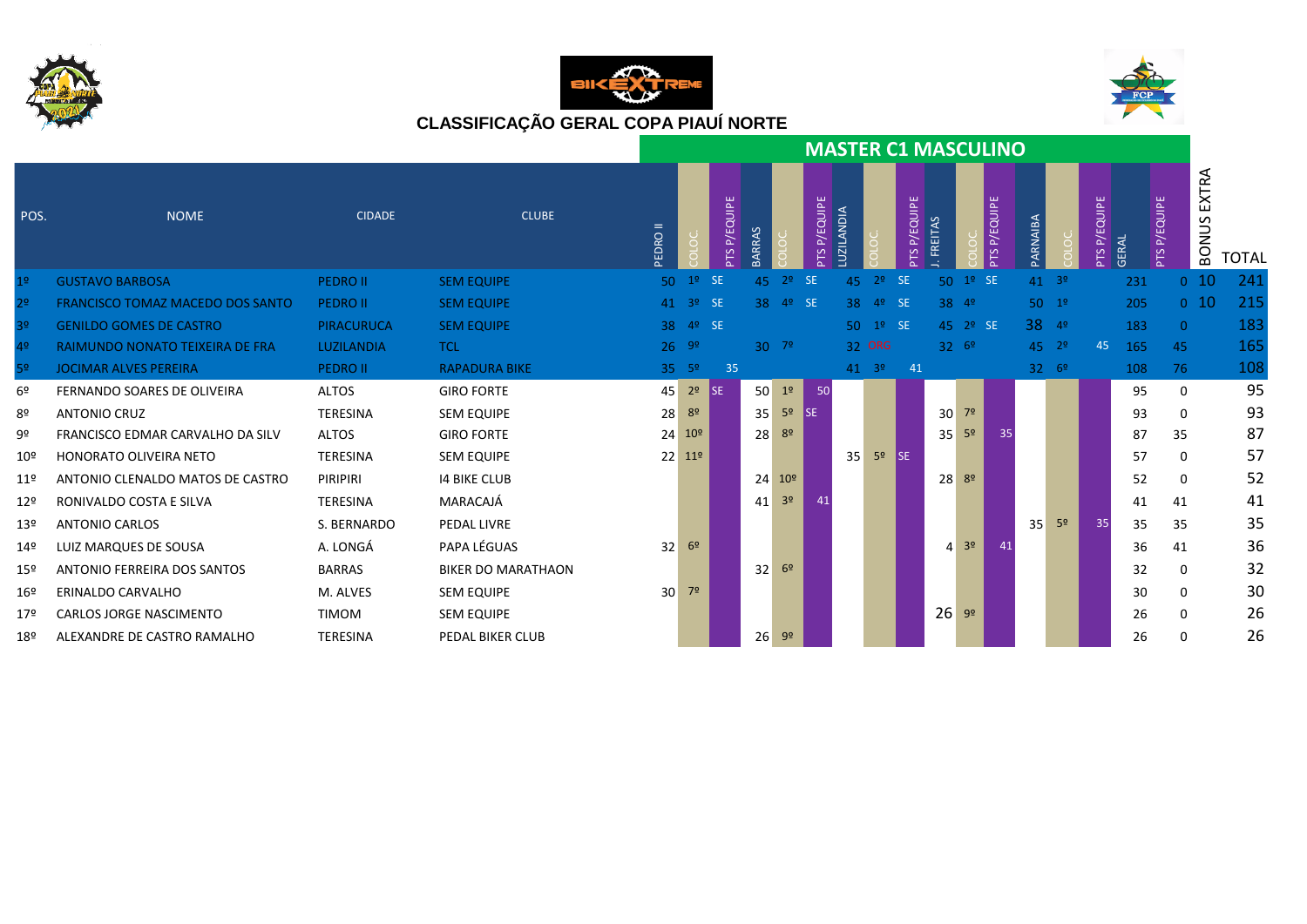# CLASSIFICAÇÃO GERAL COPA PIAUÍ NORTE

## MASTER C1 MASCULINO

| POS. | NOME | CIDADE | CLUBE | PEDRO II | COLOC. | PTS P/EQUIPE | BARRAS | COLOC. | PTS P/EQUIPE | LUZILANDIA | COLOC. | PTS P/EQUIPE | J. FREITAS | COLOC. | PTS P/EQUIPE | PARNAIBA | COLOC. | PTS P/EQUIPE | GERAL | PTS P/EQUIPE | BONUS EXTRA | TOTAL |
|---|---|---|---|---|---|---|---|---|---|---|---|---|---|---|---|---|---|---|---|---|---|---|
| 1º | GUSTAVO BARBOSA | PEDRO II | SEM EQUIPE | 50 | 1º | SE | 45 | 2º | SE | 45 | 2º | SE | 50 | 1º | SE | 41 | 3º | | 231 | 0 | 10 | 241 |
| 2º | FRANCISCO TOMAZ MACEDO DOS SANTO | PEDRO II | SEM EQUIPE | 41 | 3º | SE | 38 | 4º | SE | 38 | 4º | SE | 38 | 4º | | 50 | 1º | | 205 | 0 | 10 | 215 |
| 3º | GENILDO GOMES DE CASTRO | PIRACURUCA | SEM EQUIPE | 38 | 4º | SE | | | | 50 | 1º | SE | 45 | 2º | SE | 38 | 4º | | 183 | 0 | | 183 |
| 4º | RAIMUNDO NONATO TEIXEIRA DE FRA | LUZILANDIA | TCL | 26 | 9º | | 30 | 7º | | 32 | O5G | | 32 | 6º | | 45 | 2º | 45 | 165 | 45 | | 165 |
| 5º | JOCIMAR ALVES PEREIRA | PEDRO II | RAPADURA BIKE | 35 | 5º | 35 | | | | 41 | 3º | 41 | | | | 32 | 6º | | 108 | 76 | | 108 |
| 6º | FERNANDO SOARES DE OLIVEIRA | ALTOS | GIRO FORTE | 45 | 2º | SE | 50 | 1º | 50 | | | | | | | | | | 95 | 0 | | 95 |
| 8º | ANTONIO CRUZ | TERESINA | SEM EQUIPE | 28 | 8º | | 35 | 5º | SE | | | | 30 | 7º | | | | | 93 | 0 | | 93 |
| 9º | FRANCISCO EDMAR CARVALHO DA SILV | ALTOS | GIRO FORTE | 24 | 10º | | 28 | 8º | | | | | 35 | 5º | 35 | | | | 87 | 35 | | 87 |
| 10º | HONORATO OLIVEIRA NETO | TERESINA | SEM EQUIPE | 22 | 11º | | | | | 35 | 5º | SE | | | | | | | 57 | 0 | | 57 |
| 11º | ANTONIO CLENALDO MATOS DE CASTRO | PIRIPIRI | I4 BIKE CLUB | | | | 24 | 10º | | | | | 28 | 8º | | | | | 52 | 0 | | 52 |
| 12º | RONIVALDO COSTA E SILVA | TERESINA | MARACAJÁ | | | | 41 | 3º | 41 | | | | | | | | | | 41 | 41 | | 41 |
| 13º | ANTONIO CARLOS | S. BERNARDO | PEDAL LIVRE | | | | | | | | | | | | | 35 | 5º | 35 | 35 | 35 | | 35 |
| 14º | LUIZ MARQUES DE SOUSA | A. LONGÁ | PAPA LÉGUAS | 32 | 6º | | | | | | | | 4 | 3º | 41 | | | | 36 | 41 | | 36 |
| 15º | ANTONIO FERREIRA DOS SANTOS | BARRAS | BIKER DO MARATHAON | | | | 32 | 6º | | | | | | | | | | | 32 | 0 | | 32 |
| 16º | ERINALDO CARVALHO | M. ALVES | SEM EQUIPE | 30 | 7º | | | | | | | | | | | | | | 30 | 0 | | 30 |
| 17º | CARLOS JORGE NASCIMENTO | TIMOM | SEM EQUIPE | | | | | | | | | | 26 | 9º | | | | | 26 | 0 | | 26 |
| 18º | ALEXANDRE DE CASTRO RAMALHO | TERESINA | PEDAL BIKER CLUB | | | | 26 | 9º | | | | | | | | | | | 26 | 0 | | 26 |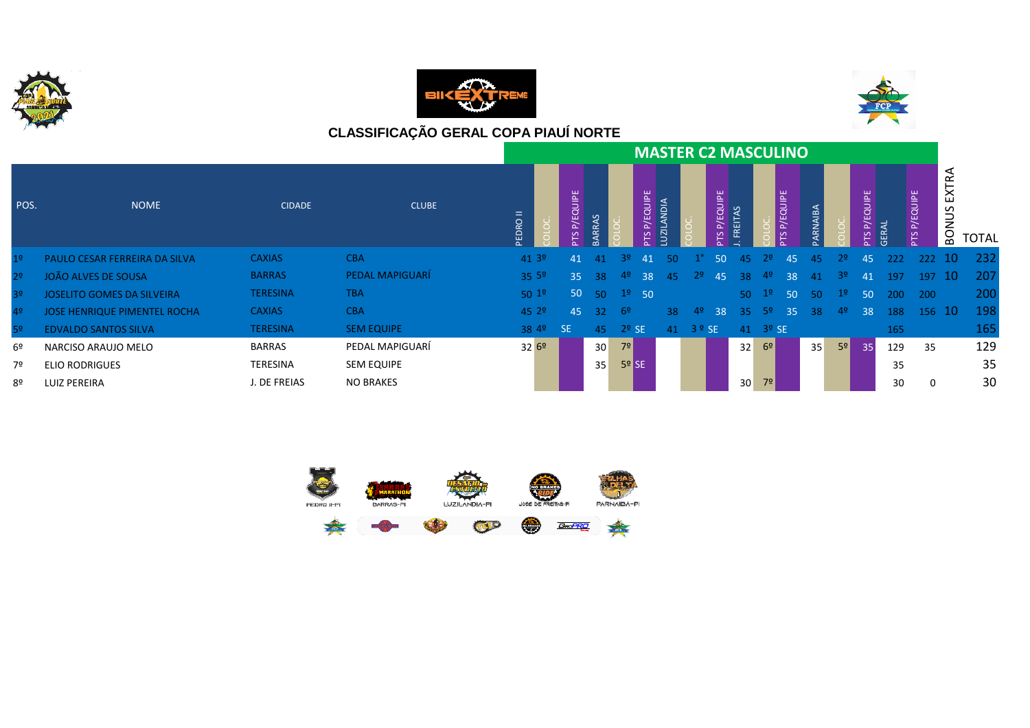# CLASSIFICAÇÃO GERAL COPA PIAUÍ NORTE

## MASTER C2 MASCULINO

| POS. | NOME | CIDADE | CLUBE | PEDRO II | COLOC. | PTS P/EQUIPE | BARRAS | COLOC. | PTS P/EQUIPE | LUZILANDIA | COLOC. | PTS P/EQUIPE | J. FREITAS | COLOC. | PTS P/EQUIPE | PARNAIBA | COLOC. | PTS P/EQUIPE | GERAL | PTS P/EQUIPE | BONUS EXTRA | TOTAL |
|---|---|---|---|---|---|---|---|---|---|---|---|---|---|---|---|---|---|---|---|---|---|---|
| 1º | PAULO CESAR FERREIRA DA SILVA | CAXIAS | CBA | 41 | 3º | 41 | 41 | 3º | 41 | 50 | 1° | 50 | 45 | 2º | 45 | 45 | 2º | 45 | 222 | 222 | 10 | 232 |
| 2º | JOÃO ALVES DE SOUSA | BARRAS | PEDAL MAPIGUARÍ | 35 | 5º | 35 | 38 | 4º | 38 | 45 | 2º | 45 | 38 | 4º | 38 | 41 | 3º | 41 | 197 | 197 | 10 | 207 |
| 3º | JOSELITO GOMES DA SILVEIRA | TERESINA | TBA | 50 | 1º | 50 | 50 | 1º | 50 | | | | 50 | 1º | 50 | 50 | 1º | 50 | 200 | 200 | | 200 |
| 4º | JOSE HENRIQUE PIMENTEL ROCHA | CAXIAS | CBA | 45 | 2º | 45 | 32 | 6º | | 38 | 4º | 38 | 35 | 5º | 35 | 38 | 4º | 38 | 188 | 156 | 10 | 198 |
| 5º | EDVALDO SANTOS SILVA | TERESINA | SEM EQUIPE | 38 | 4º | SE | 45 | 2º | SE | 41 | 3 º | SE | 41 | 3º | SE | | | | 165 | | | 165 |
| 6º | NARCISO ARAUJO MELO | BARRAS | PEDAL MAPIGUARÍ | 32 | 6º | | 30 | 7º | | | | | 32 | 6º | | 35 | 5º | 35 | 129 | 35 | | 129 |
| 7º | ELIO RODRIGUES | TERESINA | SEM EQUIPE | | | | 35 | 5º | SE | | | | | | | | | | 35 | | | 35 |
| 8º | LUIZ PEREIRA | J. DE FREIAS | NO BRAKES | | | | | | | | | | 30 | 7º | | | | | 30 | 0 | | 30 |

PEDRO II-PI | BARRAS-PI | LUZILANDIA-PI | JOSÉ DE FREITAS-PI | PARNAIBA-PI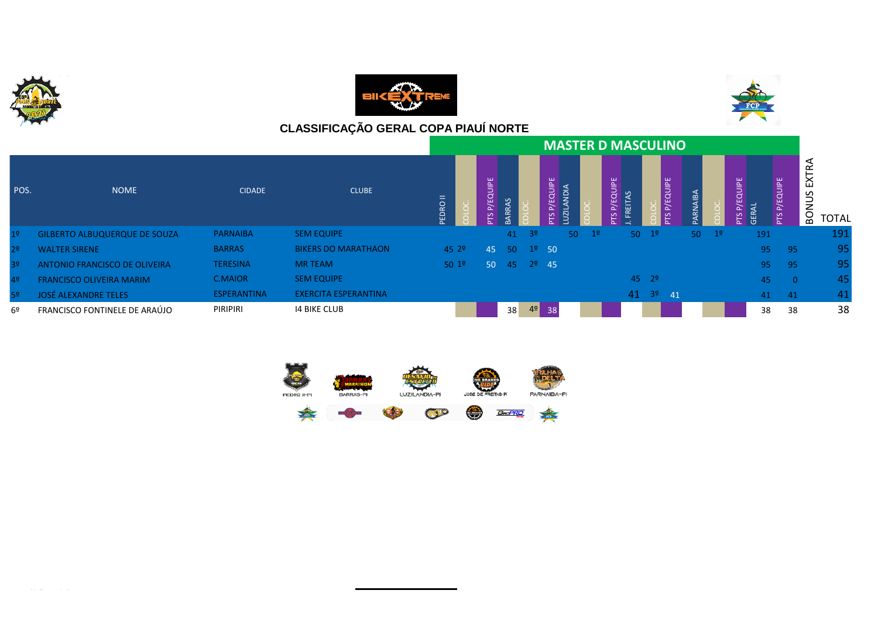## CLASSIFICAÇÃO GERAL COPA PIAUÍ NORTE

### MASTER D MASCULINO

| POS. | NOME | CIDADE | CLUBE | PEDRO II | COLOC. | PTS P/EQUIPE | BARRAS | COLOC. | PTS P/EQUIPE | LUZILANDIA | COLOC. | PTS P/EQUIPE | J. FREITAS | COLOC. | PTS P/EQUIPE | PARNAIBA | COLOC. | PTS P/EQUIPE | GERAL | PTS P/EQUIPE | BONUS EXTRA | TOTAL |
|---|---|---|---|---|---|---|---|---|---|---|---|---|---|---|---|---|---|---|---|---|---|---|
| 1º | GILBERTO ALBUQUERQUE DE SOUZA | PARNAIBA | SEM EQUIPE | | | | 41 | 3º | | 50 | 1º | | 50 | 1º | | 50 | 1º | | 191 | | | 191 |
| 2º | WALTER SIRENE | BARRAS | BIKERS DO MARATHAON | 45 | 2º | 45 | 50 | 1º | 50 | | | | | | | | | | 95 | 95 | | 95 |
| 3º | ANTONIO FRANCISCO DE OLIVEIRA | TERESINA | MR TEAM | 50 | 1º | 50 | 45 | 2º | 45 | | | | | | | | | | 95 | 95 | | 95 |
| 4º | FRANCISCO OLIVEIRA MARIM | C.MAIOR | SEM EQUIPE | | | | | | | | | | 45 | 2º | | | | | 45 | 0 | | 45 |
| 5º | JOSÉ ALEXANDRE TELES | ESPERANTINA | EXERCITA ESPERANTINA | | | | | | | | | | 41 | 3º | 41 | | | | 41 | 41 | | 41 |
| 6º | FRANCISCO FONTINELE DE ARAÚJO | PIRIPIRI | I4 BIKE CLUB | | | | 38 | 4º | 38 | | | | | | | | | | 38 | 38 | | 38 |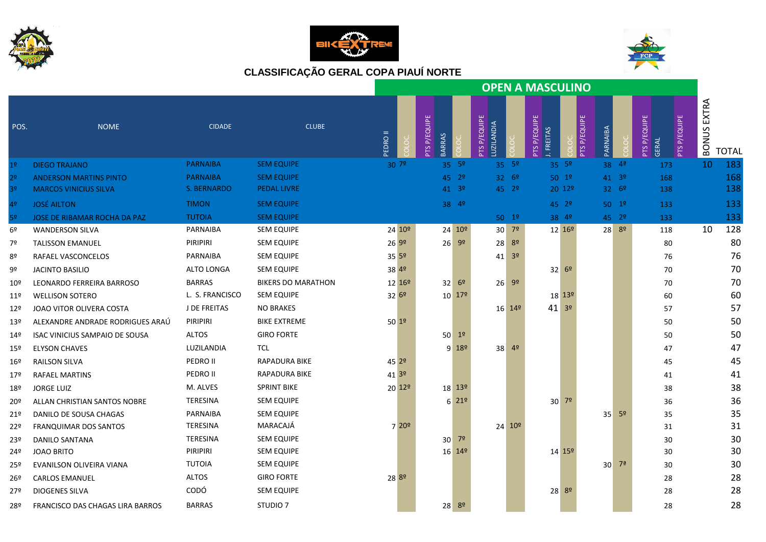## CLASSIFICAÇÃO GERAL COPA PIAUÍ NORTE

### OPEN A MASCULINO

| POS. | NOME | CIDADE | CLUBE | PEDRO II | COLOC. | PTS P/EQUIPE | BARRAS | COLOC. | PTS P/EQUIPE | LUZILANDIA | COLOC. | PTS P/EQUIPE | J. FREITAS | COLOC. | PTS P/EQUIPE | PARNAIBA | COLOC. | PTS P/EQUIPE | GERAL | PTS P/EQUIPE | BONUS EXTRA | TOTAL |
|---|---|---|---|---|---|---|---|---|---|---|---|---|---|---|---|---|---|---|---|---|---|---|
| 1º | DIEGO TRAJANO | PARNAIBA | SEM EQUIPE | 30 | 7º | | 35 | 5º | | 35 | 5º | | 35 | 5º | | 38 | 4ª | | 173 | | 10 | 183 |
| 2º | ANDERSON MARTINS PINTO | PARNAIBA | SEM EQUIPE | | | | 45 | 2º | | 32 | 6º | | 50 | 1º | | 41 | 3º | | 168 | | | 168 |
| 3º | MARCOS VINICIUS SILVA | S. BERNARDO | PEDAL LIVRE | | | | 41 | 3º | | 45 | 2º | | 20 | 12º | | 32 | 6º | | 138 | | | 138 |
| 4º | JOSÉ AILTON | TIMON | SEM EQUIPE | | | | 38 | 4º | | | | | 45 | 2º | | 50 | 1º | | 133 | | | 133 |
| 5º | JOSE DE RIBAMAR ROCHA DA PAZ | TUTOIA | SEM EQUIPE | | | | | | | 50 | 1º | | 38 | 4º | | 45 | 2º | | 133 | | | 133 |
| 6º | WANDERSON SILVA | PARNAIBA | SEM EQUIPE | 24 | 10º | | 24 | 10º | | 30 | 7º | | 12 | 16º | | 28 | 8º | | 118 | | 10 | 128 |
| 7º | TALISSON EMANUEL | PIRIPIRI | SEM EQUIPE | 26 | 9º | | 26 | 9º | | 28 | 8º | | | | | | | | 80 | | | 80 |
| 8º | RAFAEL VASCONCELOS | PARNAIBA | SEM EQUIPE | 35 | 5º | | | | | 41 | 3º | | | | | | | | 76 | | | 76 |
| 9º | JACINTO BASILIO | ALTO LONGA | SEM EQUIPE | 38 | 4º | | | | | | | | 32 | 6º | | | | | 70 | | | 70 |
| 10º | LEONARDO FERREIRA BARROSO | BARRAS | BIKERS DO MARATHON | 12 | 16º | | 32 | 6º | | 26 | 9º | | | | | | | | 70 | | | 70 |
| 11º | WELLISON SOTERO | L. S. FRANCISCO | SEM EQUIPE | 32 | 6º | | 10 | 17º | | | | | 18 | 13º | | | | | 60 | | | 60 |
| 12º | JOAO VITOR OLIVERA COSTA | J DE FREITAS | NO BRAKES | | | | | | | 16 | 14º | | 41 | 3º | | | | | 57 | | | 57 |
| 13º | ALEXANDRE ANDRADE RODRIGUES ARAÚ | PIRIPIRI | BIKE EXTREME | 50 | 1º | | | | | | | | | | | | | | 50 | | | 50 |
| 14º | ISAC VINICIUS SAMPAIO DE SOUSA | ALTOS | GIRO FORTE | | | | 50 | 1º | | | | | | | | | | | 50 | | | 50 |
| 15º | ELYSON CHAVES | LUZILANDIA | TCL | | | | 9 | 18º | | 38 | 4º | | | | | | | | 47 | | | 47 |
| 16º | RAILSON SILVA | PEDRO II | RAPADURA BIKE | 45 | 2º | | | | | | | | | | | | | | 45 | | | 45 |
| 17º | RAFAEL MARTINS | PEDRO II | RAPADURA BIKE | 41 | 3º | | | | | | | | | | | | | | 41 | | | 41 |
| 18º | JORGE LUIZ | M. ALVES | SPRINT BIKE | 20 | 12º | | 18 | 13º | | | | | | | | | | | 38 | | | 38 |
| 20º | ALLAN CHRISTIAN SANTOS NOBRE | TERESINA | SEM EQUIPE | | | | 6 | 21º | | | | | 30 | 7º | | | | | 36 | | | 36 |
| 21º | DANILO DE SOUSA CHAGAS | PARNAIBA | SEM EQUIPE | | | | | | | | | | | | | 35 | 5º | | 35 | | | 35 |
| 22º | FRANQUIMAR DOS SANTOS | TERESINA | MARACAJÁ | 7 | 20º | | | | | 24 | 10º | | | | | | | | 31 | | | 31 |
| 23º | DANILO SANTANA | TERESINA | SEM EQUIPE | | | | 30 | 7º | | | | | | | | | | | 30 | | | 30 |
| 24º | JOAO BRITO | PIRIPIRI | SEM EQUIPE | | | | 16 | 14º | | | | | 14 | 15º | | | | | 30 | | | 30 |
| 25º | EVANILSON OLIVEIRA VIANA | TUTOIA | SEM EQUIPE | | | | | | | | | | | | | 30 | 7ª | | 30 | | | 30 |
| 26º | CARLOS EMANUEL | ALTOS | GIRO FORTE | 28 | 8º | | | | | | | | | | | | | | 28 | | | 28 |
| 27º | DIOGENES SILVA | CODÓ | SEM EQUIPE | | | | | | | | | | 28 | 8º | | | | | 28 | | | 28 |
| 28º | FRANCISCO DAS CHAGAS LIRA BARROS | BARRAS | STUDIO 7 | | | | 28 | 8º | | | | | | | | | | | 28 | | | 28 |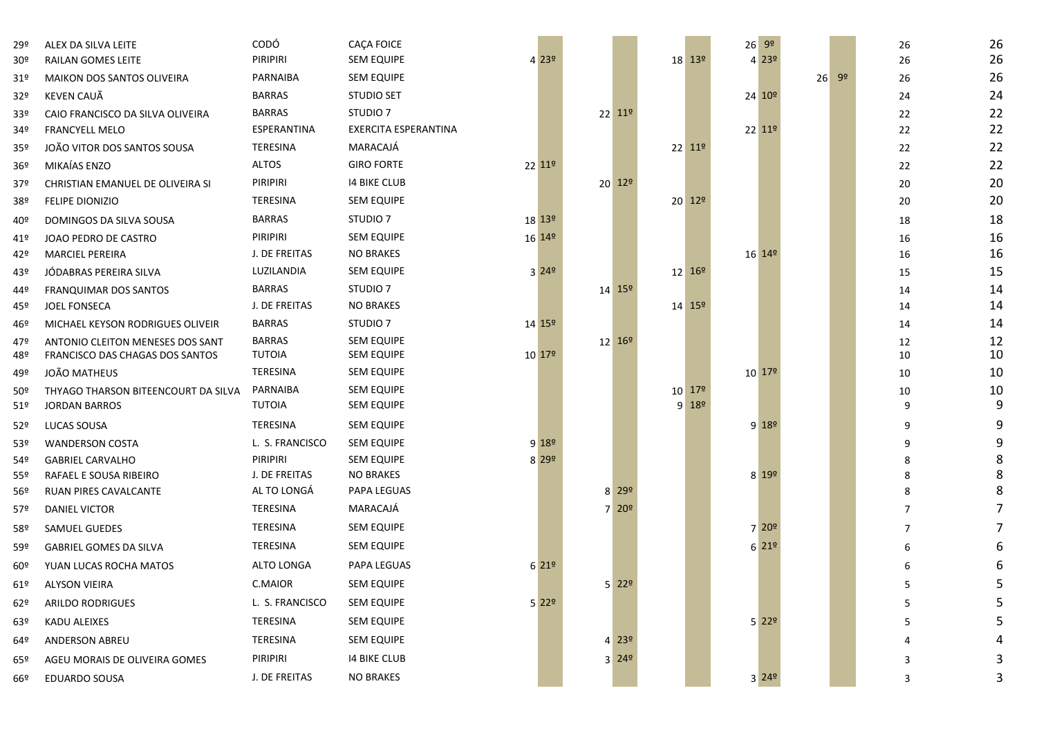| | | | | | | | | | | | | | | | |
|---|---|---|---|---|---|---|---|---|---|---|---|---|---|---|---|
| 29º | ALEX DA SILVA LEITE | CODÓ | CAÇA FOICE | | | | | | | 26 | 9º | | | 26 | 26 |
| 30º | RAILAN GOMES LEITE | PIRIPIRI | SEM EQUIPE | 4 | 23º | | | 18 | 13º | 4 | 23º | | | 26 | 26 |
| 31º | MAIKON DOS SANTOS OLIVEIRA | PARNAIBA | SEM EQUIPE | | | | | | | | | 26 | 9º | 26 | 26 |
| 32º | KEVEN CAUÃ | BARRAS | STUDIO SET | | | | | | | 24 | 10º | | | 24 | 24 |
| 33º | CAIO FRANCISCO DA SILVA OLIVEIRA | BARRAS | STUDIO 7 | | | 22 | 11º | | | | | | | 22 | 22 |
| 34º | FRANCYELL MELO | ESPERANTINA | EXERCITA ESPERANTINA | | | | | | | 22 | 11º | | | 22 | 22 |
| 35º | JOÃO VITOR DOS SANTOS SOUSA | TERESINA | MARACAJÁ | | | | | 22 | 11º | | | | | 22 | 22 |
| 36º | MIKAÍAS ENZO | ALTOS | GIRO FORTE | 22 | 11º | | | | | | | | | 22 | 22 |
| 37º | CHRISTIAN EMANUEL DE OLIVEIRA SI | PIRIPIRI | I4 BIKE CLUB | | | 20 | 12º | | | | | | | 20 | 20 |
| 38º | FELIPE DIONIZIO | TERESINA | SEM EQUIPE | | | | | 20 | 12º | | | | | 20 | 20 |
| 40º | DOMINGOS DA SILVA SOUSA | BARRAS | STUDIO 7 | 18 | 13º | | | | | | | | | 18 | 18 |
| 41º | JOAO PEDRO DE CASTRO | PIRIPIRI | SEM EQUIPE | 16 | 14º | | | | | | | | | 16 | 16 |
| 42º | MARCIEL PEREIRA | J. DE FREITAS | NO BRAKES | | | | | | | 16 | 14º | | | 16 | 16 |
| 43º | JÓDABRAS PEREIRA SILVA | LUZILANDIA | SEM EQUIPE | 3 | 24º | | | 12 | 16º | | | | | 15 | 15 |
| 44º | FRANQUIMAR DOS SANTOS | BARRAS | STUDIO 7 | | | 14 | 15º | | | | | | | 14 | 14 |
| 45º | JOEL FONSECA | J. DE FREITAS | NO BRAKES | | | | | 14 | 15º | | | | | 14 | 14 |
| 46º | MICHAEL KEYSON RODRIGUES OLIVEIR | BARRAS | STUDIO 7 | 14 | 15º | | | | | | | | | 14 | 14 |
| 47º | ANTONIO CLEITON MENESES DOS SANT | BARRAS | SEM EQUIPE | | | 12 | 16º | | | | | | | 12 | 12 |
| 48º | FRANCISCO DAS CHAGAS DOS SANTOS | TUTOIA | SEM EQUIPE | 10 | 17º | | | | | | | | | 10 | 10 |
| 49º | JOÃO MATHEUS | TERESINA | SEM EQUIPE | | | | | | | 10 | 17º | | | 10 | 10 |
| 50º | THYAGO THARSON BITEENCOURT DA SILVA | PARNAIBA | SEM EQUIPE | | | | | 10 | 17º | | | | | 10 | 10 |
| 51º | JORDAN BARROS | TUTOIA | SEM EQUIPE | | | | | 9 | 18º | | | | | 9 | 9 |
| 52º | LUCAS SOUSA | TERESINA | SEM EQUIPE | | | | | | | 9 | 18º | | | 9 | 9 |
| 53º | WANDERSON COSTA | L. S. FRANCISCO | SEM EQUIPE | 9 | 18º | | | | | | | | | 9 | 9 |
| 54º | GABRIEL CARVALHO | PIRIPIRI | SEM EQUIPE | 8 | 29º | | | | | | | | | 8 | 8 |
| 55º | RAFAEL E SOUSA RIBEIRO | J. DE FREITAS | NO BRAKES | | | | | | | 8 | 19º | | | 8 | 8 |
| 56º | RUAN PIRES CAVALCANTE | AL TO LONGÁ | PAPA LEGUAS | | | 8 | 29º | | | | | | | 8 | 8 |
| 57º | DANIEL VICTOR | TERESINA | MARACAJÁ | | | 7 | 20º | | | | | | | 7 | 7 |
| 58º | SAMUEL GUEDES | TERESINA | SEM EQUIPE | | | | | | | 7 | 20º | | | 7 | 7 |
| 59º | GABRIEL GOMES DA SILVA | TERESINA | SEM EQUIPE | | | | | | | 6 | 21º | | | 6 | 6 |
| 60º | YUAN LUCAS ROCHA MATOS | ALTO LONGA | PAPA LEGUAS | 6 | 21º | | | | | | | | | 6 | 6 |
| 61º | ALYSON VIEIRA | C.MAIOR | SEM EQUIPE | | | 5 | 22º | | | | | | | 5 | 5 |
| 62º | ARILDO RODRIGUES | L. S. FRANCISCO | SEM EQUIPE | 5 | 22º | | | | | | | | | 5 | 5 |
| 63º | KADU ALEIXES | TERESINA | SEM EQUIPE | | | | | | | 5 | 22º | | | 5 | 5 |
| 64º | ANDERSON ABREU | TERESINA | SEM EQUIPE | | | 4 | 23º | | | | | | | 4 | 4 |
| 65º | AGEU MORAIS DE OLIVEIRA GOMES | PIRIPIRI | I4 BIKE CLUB | | | 3 | 24º | | | | | | | 3 | 3 |
| 66º | EDUARDO SOUSA | J. DE FREITAS | NO BRAKES | | | | | | | 3 | 24º | | | 3 | 3 |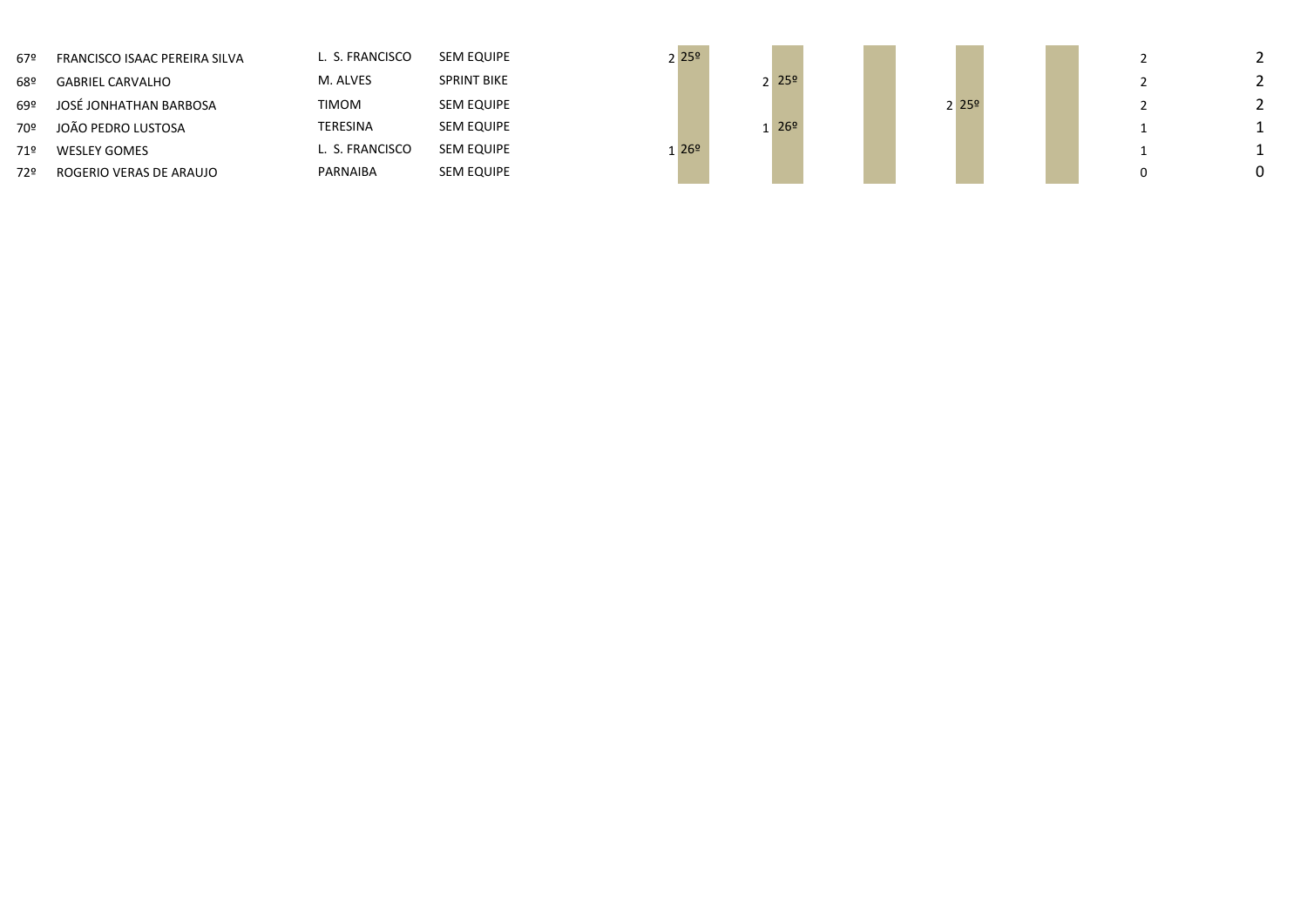| | | | | | | | | | | | | | | | |
|---|---|---|---|---|---|---|---|---|---|---|---|---|---|---|---|
| 67º | FRANCISCO ISAAC PEREIRA SILVA | L. S. FRANCISCO | SEM EQUIPE | 2 | 25º | | | | | | | | | 2 | 2 |
| 68º | GABRIEL CARVALHO | M. ALVES | SPRINT BIKE | | | 2 | 25º | | | | | | | 2 | 2 |
| 69º | JOSÉ JONHATHAN BARBOSA | TIMOM | SEM EQUIPE | | | | | | | 2 | 25º | | | 2 | 2 |
| 70º | JOÃO PEDRO LUSTOSA | TERESINA | SEM EQUIPE | | | 1 | 26º | | | | | | | 1 | 1 |
| 71º | WESLEY GOMES | L. S. FRANCISCO | SEM EQUIPE | 1 | 26º | | | | | | | | | 1 | 1 |
| 72º | ROGERIO VERAS DE ARAUJO | PARNAIBA | SEM EQUIPE | | | | | | | | | | | 0 | 0 |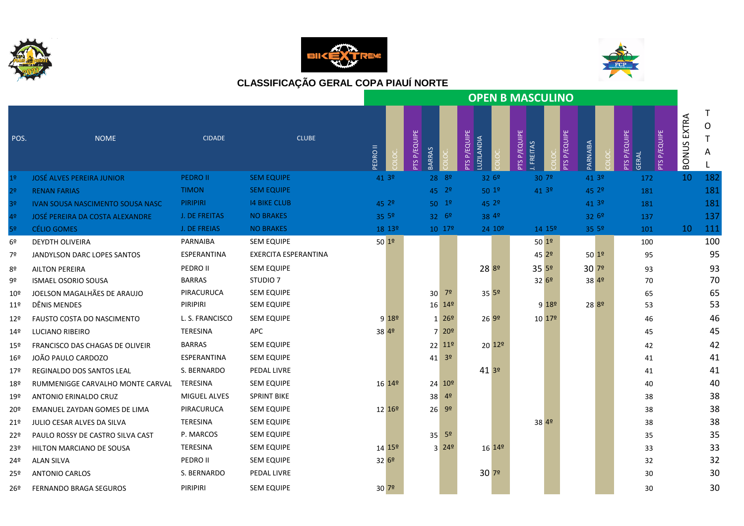## CLASSIFICAÇÃO GERAL COPA PIAUÍ NORTE

### OPEN B MASCULINO

| POS. | NOME | CIDADE | CLUBE | PEDRO II | COLOC. | PTS P/EQUIPE | BARRAS | COLOC. | PTS P/EQUIPE | LUZILANDIA | COLOC. | PTS P/EQUIPE | J. FREITAS | COLOC. | PTS P/EQUIPE | PARNAIBA | COLOC. | PTS P/EQUIPE | GERAL | PTS P/EQUIPE | BONUS EXTRA | TOTAL |
|---|---|---|---|---|---|---|---|---|---|---|---|---|---|---|---|---|---|---|---|---|---|---|
| 1º | JOSÉ ALVES PEREIRA JUNIOR | PEDRO II | SEM EQUIPE | 41 | 3º | | 28 | 8º | | 32 | 6º | | 30 | 7º | | 41 | 3º | | 172 | | 10 | 182 |
| 2º | RENAN FARIAS | TIMON | SEM EQUIPE | | | | 45 | 2º | | 50 | 1º | | 41 | 3º | | 45 | 2º | | 181 | | | 181 |
| 3º | IVAN SOUSA NASCIMENTO SOUSA NASC | PIRIPIRI | I4 BIKE CLUB | 45 | 2º | | 50 | 1º | | 45 | 2º | | | | | 41 | 3º | | 181 | | | 181 |
| 4º | JOSÉ PEREIRA DA COSTA ALEXANDRE | J. DE FREITAS | NO BRAKES | 35 | 5º | | 32 | 6º | | 38 | 4º | | | | | 32 | 6º | | 137 | | | 137 |
| 5º | CÉLIO GOMES | J. DE FREIAS | NO BRAKES | 18 | 13º | | 10 | 17º | | 24 | 10º | | 14 | 15º | | 35 | 5º | | 101 | | 10 | 111 |
| 6º | DEYDTH OLIVEIRA | PARNAIBA | SEM EQUIPE | 50 | 1º | | | | | | | | 50 | 1º | | | | | 100 | | | 100 |
| 7º | JANDYLSON DARC LOPES SANTOS | ESPERANTINA | EXERCITA ESPERANTINA | | | | | | | | | | 45 | 2º | | 50 | 1º | | 95 | | | 95 |
| 8º | AILTON PEREIRA | PEDRO II | SEM EQUIPE | | | | | | | 28 | 8º | | 35 | 5º | | 30 | 7º | | 93 | | | 93 |
| 9º | ISMAEL OSORIO SOUSA | BARRAS | STUDIO 7 | | | | | | | | | | 32 | 6º | | 38 | 4º | | 70 | | | 70 |
| 10º | JOELSON MAGALHÃES DE ARAUJO | PIRACURUCA | SEM EQUIPE | | | | 30 | 7º | | 35 | 5º | | | | | | | | 65 | | | 65 |
| 11º | DÊNIS MENDES | PIRIPIRI | SEM EQUIPE | | | | 16 | 14º | | | | | 9 | 18º | | 28 | 8º | | 53 | | | 53 |
| 12º | FAUSTO COSTA DO NASCIMENTO | L. S. FRANCISCO | SEM EQUIPE | 9 | 18º | | 1 | 26º | | 26 | 9º | | 10 | 17º | | | | | 46 | | | 46 |
| 14º | LUCIANO RIBEIRO | TERESINA | APC | 38 | 4º | | 7 | 20º | | | | | | | | | | | 45 | | | 45 |
| 15º | FRANCISCO DAS CHAGAS DE OLIVEIR | BARRAS | SEM EQUIPE | | | | 22 | 11º | | 20 | 12º | | | | | | | | 42 | | | 42 |
| 16º | JOÃO PAULO CARDOZO | ESPERANTINA | SEM EQUIPE | | | | 41 | 3º | | | | | | | | | | | 41 | | | 41 |
| 17º | REGINALDO DOS SANTOS LEAL | S. BERNARDO | PEDAL LIVRE | | | | | | | 41 | 3º | | | | | | | | 41 | | | 41 |
| 18º | RUMMENIGGE CARVALHO MONTE CARVAL | TERESINA | SEM EQUIPE | 16 | 14º | | 24 | 10º | | | | | | | | | | | 40 | | | 40 |
| 19º | ANTONIO ERINALDO CRUZ | MIGUEL ALVES | SPRINT BIKE | | | | 38 | 4º | | | | | | | | | | | 38 | | | 38 |
| 20º | EMANUEL ZAYDAN GOMES DE LIMA | PIRACURUCA | SEM EQUIPE | 12 | 16º | | 26 | 9º | | | | | | | | | | | 38 | | | 38 |
| 21º | JULIO CESAR ALVES DA SILVA | TERESINA | SEM EQUIPE | | | | | | | | | | 38 | 4º | | | | | 38 | | | 38 |
| 22º | PAULO ROSSY DE CASTRO SILVA CAST | P. MARCOS | SEM EQUIPE | | | | 35 | 5º | | | | | | | | | | | 35 | | | 35 |
| 23º | HILTON MARCIANO DE SOUSA | TERESINA | SEM EQUIPE | 14 | 15º | | 3 | 24º | | 16 | 14º | | | | | | | | 33 | | | 33 |
| 24º | ALAN SILVA | PEDRO II | SEM EQUIPE | 32 | 6º | | | | | | | | | | | | | | 32 | | | 32 |
| 25º | ANTONIO CARLOS | S. BERNARDO | PEDAL LIVRE | | | | | | | 30 | 7º | | | | | | | | 30 | | | 30 |
| 26º | FERNANDO BRAGA SEGUROS | PIRIPIRI | SEM EQUIPE | 30 | 7º | | | | | | | | | | | | | | 30 | | | 30 |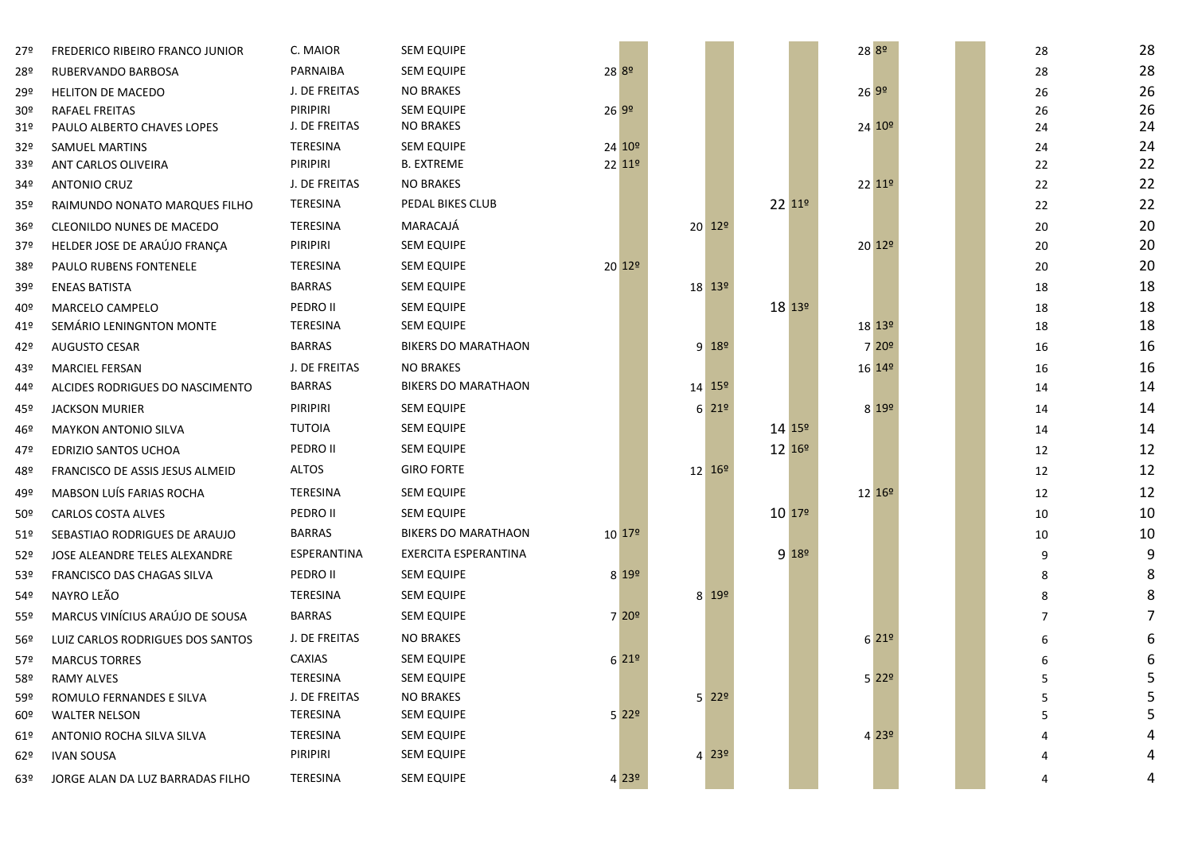| | | | | | | | | | | | | | | |
|---|---|---|---|---|---|---|---|---|---|---|---|---|---|---|
| 27º | FREDERICO RIBEIRO FRANCO JUNIOR | C. MAIOR | SEM EQUIPE | | | | | | | 28 | 8º | | 28 | 28 |
| 28º | RUBERVANDO BARBOSA | PARNAIBA | SEM EQUIPE | 28 | 8º | | | | | | | | 28 | 28 |
| 29º | HELITON DE MACEDO | J. DE FREITAS | NO BRAKES | | | | | | | 26 | 9º | | 26 | 26 |
| 30º | RAFAEL FREITAS | PIRIPIRI | SEM EQUIPE | 26 | 9º | | | | | | | | 26 | 26 |
| 31º | PAULO ALBERTO CHAVES LOPES | J. DE FREITAS | NO BRAKES | | | | | | | 24 | 10º | | 24 | 24 |
| 32º | SAMUEL MARTINS | TERESINA | SEM EQUIPE | 24 | 10º | | | | | | | | 24 | 24 |
| 33º | ANT CARLOS OLIVEIRA | PIRIPIRI | B. EXTREME | 22 | 11º | | | | | | | | 22 | 22 |
| 34º | ANTONIO CRUZ | J. DE FREITAS | NO BRAKES | | | | | | | 22 | 11º | | 22 | 22 |
| 35º | RAIMUNDO NONATO MARQUES FILHO | TERESINA | PEDAL BIKES CLUB | | | | | 22 | 11º | | | | 22 | 22 |
| 36º | CLEONILDO NUNES DE MACEDO | TERESINA | MARACAJÁ | | | 20 | 12º | | | | | | 20 | 20 |
| 37º | HELDER JOSE DE ARAÚJO FRANÇA | PIRIPIRI | SEM EQUIPE | | | | | | | 20 | 12º | | 20 | 20 |
| 38º | PAULO RUBENS FONTENELE | TERESINA | SEM EQUIPE | 20 | 12º | | | | | | | | 20 | 20 |
| 39º | ENEAS BATISTA | BARRAS | SEM EQUIPE | | | 18 | 13º | | | | | | 18 | 18 |
| 40º | MARCELO CAMPELO | PEDRO II | SEM EQUIPE | | | | | 18 | 13º | | | | 18 | 18 |
| 41º | SEMÁRIO LENINGNTON MONTE | TERESINA | SEM EQUIPE | | | | | | | 18 | 13º | | 18 | 18 |
| 42º | AUGUSTO CESAR | BARRAS | BIKERS DO MARATHAON | | | 9 | 18º | | | 7 | 20º | | 16 | 16 |
| 43º | MARCIEL FERSAN | J. DE FREITAS | NO BRAKES | | | | | | | 16 | 14º | | 16 | 16 |
| 44º | ALCIDES RODRIGUES DO NASCIMENTO | BARRAS | BIKERS DO MARATHAON | | | 14 | 15º | | | | | | 14 | 14 |
| 45º | JACKSON MURIER | PIRIPIRI | SEM EQUIPE | | | 6 | 21º | | | 8 | 19º | | 14 | 14 |
| 46º | MAYKON ANTONIO SILVA | TUTOIA | SEM EQUIPE | | | | | 14 | 15º | | | | 14 | 14 |
| 47º | EDRIZIO SANTOS UCHOA | PEDRO II | SEM EQUIPE | | | | | 12 | 16º | | | | 12 | 12 |
| 48º | FRANCISCO DE ASSIS JESUS ALMEID | ALTOS | GIRO FORTE | | | 12 | 16º | | | | | | 12 | 12 |
| 49º | MABSON LUÍS FARIAS ROCHA | TERESINA | SEM EQUIPE | | | | | | | 12 | 16º | | 12 | 12 |
| 50º | CARLOS COSTA ALVES | PEDRO II | SEM EQUIPE | | | | | 10 | 17º | | | | 10 | 10 |
| 51º | SEBASTIAO RODRIGUES DE ARAUJO | BARRAS | BIKERS DO MARATHAON | 10 | 17º | | | | | | | | 10 | 10 |
| 52º | JOSE ALEANDRE TELES ALEXANDRE | ESPERANTINA | EXERCITA ESPERANTINA | | | | | 9 | 18º | | | | 9 | 9 |
| 53º | FRANCISCO DAS CHAGAS SILVA | PEDRO II | SEM EQUIPE | 8 | 19º | | | | | | | | 8 | 8 |
| 54º | NAYRO LEÃO | TERESINA | SEM EQUIPE | | | 8 | 19º | | | | | | 8 | 8 |
| 55º | MARCUS VINÍCIUS ARAÚJO DE SOUSA | BARRAS | SEM EQUIPE | 7 | 20º | | | | | | | | 7 | 7 |
| 56º | LUIZ CARLOS RODRIGUES DOS SANTOS | J. DE FREITAS | NO BRAKES | | | | | | | 6 | 21º | | 6 | 6 |
| 57º | MARCUS TORRES | CAXIAS | SEM EQUIPE | 6 | 21º | | | | | | | | 6 | 6 |
| 58º | RAMY ALVES | TERESINA | SEM EQUIPE | | | | | | | 5 | 22º | | 5 | 5 |
| 59º | ROMULO FERNANDES E SILVA | J. DE FREITAS | NO BRAKES | | | 5 | 22º | | | | | | 5 | 5 |
| 60º | WALTER NELSON | TERESINA | SEM EQUIPE | 5 | 22º | | | | | | | | 5 | 5 |
| 61º | ANTONIO ROCHA SILVA SILVA | TERESINA | SEM EQUIPE | | | | | | | 4 | 23º | | 4 | 4 |
| 62º | IVAN SOUSA | PIRIPIRI | SEM EQUIPE | | | 4 | 23º | | | | | | 4 | 4 |
| 63º | JORGE ALAN DA LUZ BARRADAS FILHO | TERESINA | SEM EQUIPE | 4 | 23º | | | | | | | | 4 | 4 |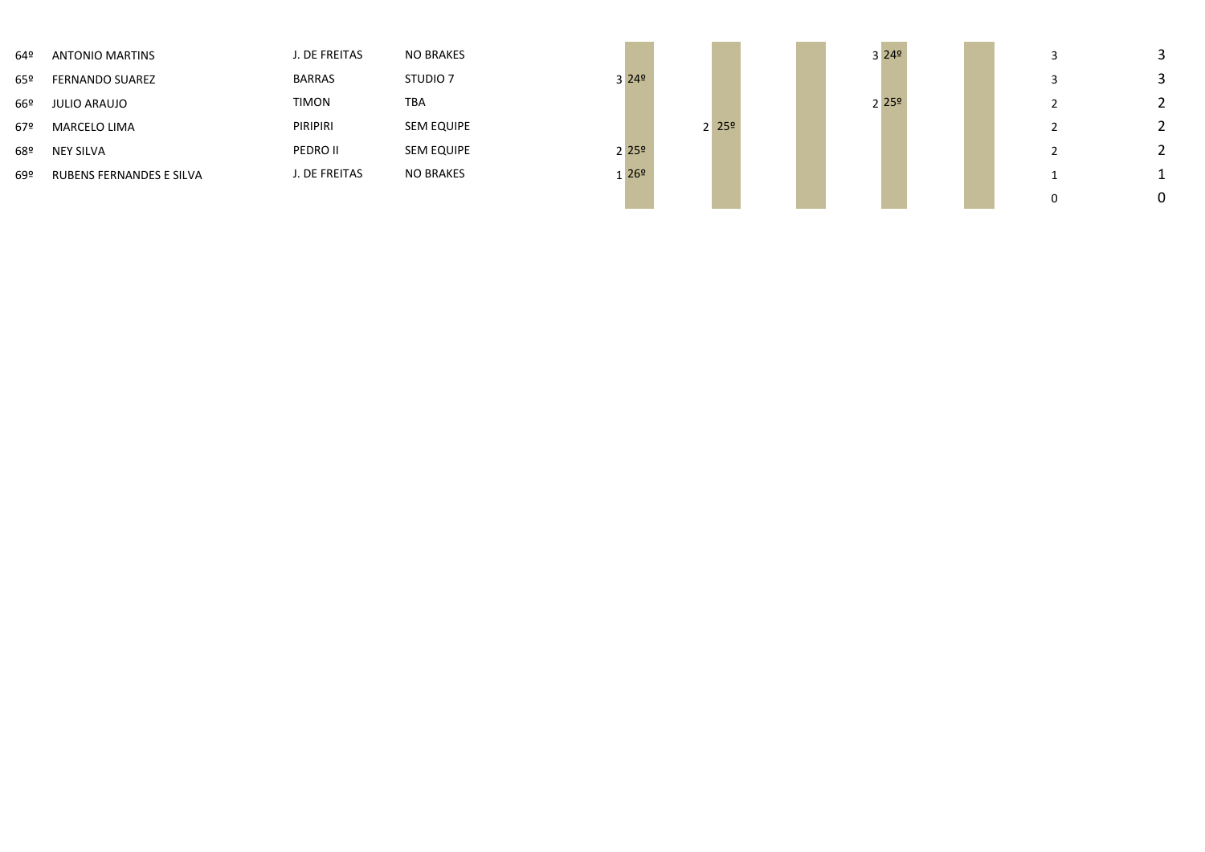| | | | | | | | | | | | | | | | |
|---|---|---|---|---|---|---|---|---|---|---|---|---|---|---|---|
| 64º | ANTONIO MARTINS | J. DE FREITAS | NO BRAKES | | | | | | | 3 | 24º | | | 3 | 3 |
| 65º | FERNANDO SUAREZ | BARRAS | STUDIO 7 | 3 | 24º | | | | | | | | | 3 | 3 |
| 66º | JULIO ARAUJO | TIMON | TBA | | | | | | | 2 | 25º | | | 2 | 2 |
| 67º | MARCELO LIMA | PIRIPIRI | SEM EQUIPE | | | 2 | 25º | | | | | | | 2 | 2 |
| 68º | NEY SILVA | PEDRO II | SEM EQUIPE | 2 | 25º | | | | | | | | | 2 | 2 |
| 69º | RUBENS FERNANDES E SILVA | J. DE FREITAS | NO BRAKES | 1 | 26º | | | | | | | | | 1 | 1 |
| | | | | | | | | | | | | | | 0 | 0 |